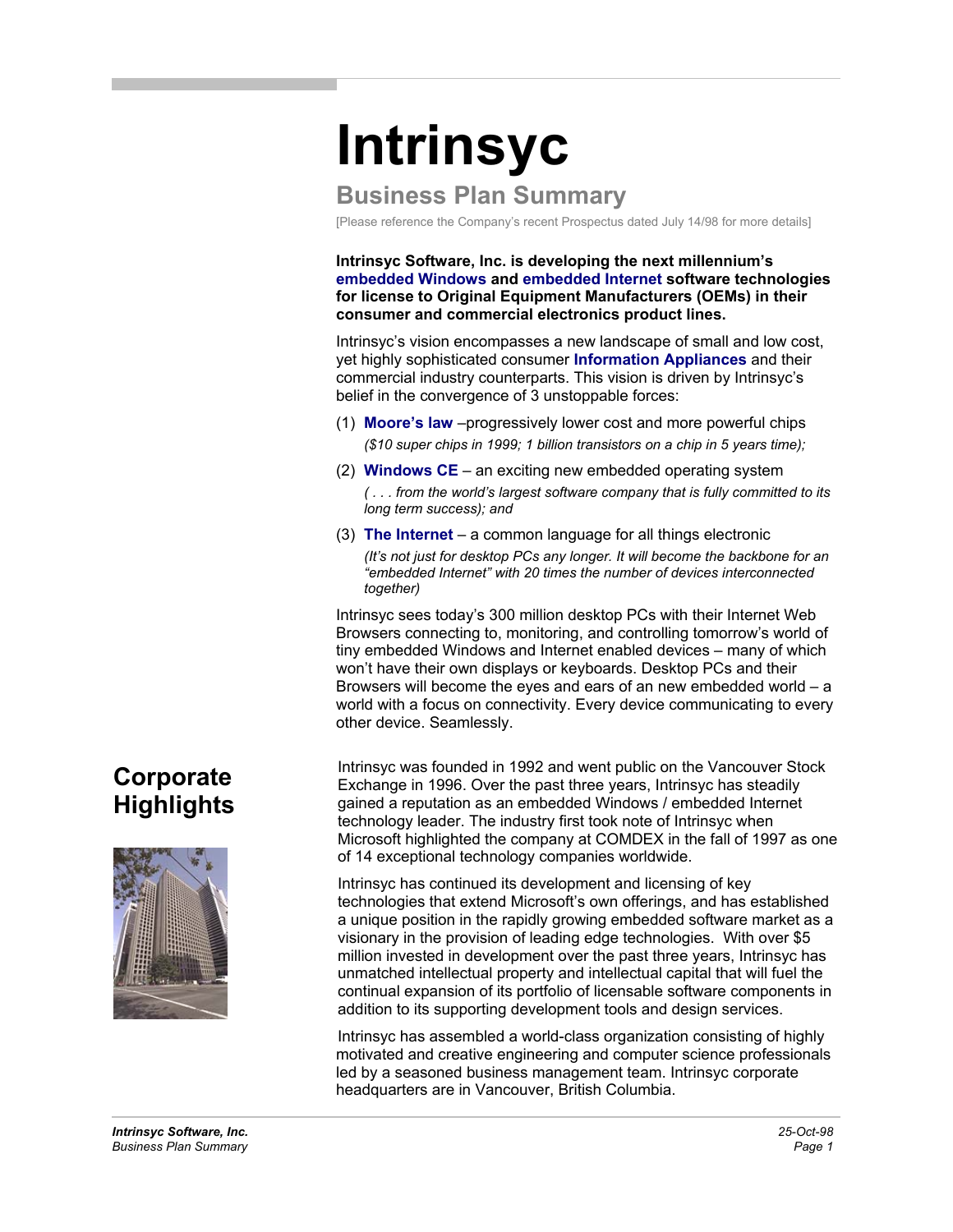# Intrinsyc

## Business Plan Summary

[Please reference the Company's recent Prospectus dated July 14/98 for more details]

**Intrinsyc Software, Inc. is developing the next millennium's embedded Windows and embedded Internet software technologies for license to Original Equipment Manufacturers (OEMs) in their consumer and commercial electronics product lines.**

Intrinsyc's vision encompasses a new landscape of small and low cost, yet highly sophisticated consumer **Information Appliances** and their commercial industry counterparts. This vision is driven by Intrinsyc's belief in the convergence of 3 unstoppable forces:

(1) **Moore's law** –progressively lower cost and more powerful chips
*($10 super chips in 1999; 1 billion transistors on a chip in 5 years time);*

(2) **Windows CE** – an exciting new embedded operating system
*( . . . from the world's largest software company that is fully committed to its long term success); and*

(3) **The Internet** – a common language for all things electronic
*(It's not just for desktop PCs any longer. It will become the backbone for an "embedded Internet" with 20 times the number of devices interconnected together)*

Intrinsyc sees today's 300 million desktop PCs with their Internet Web Browsers connecting to, monitoring, and controlling tomorrow's world of tiny embedded Windows and Internet enabled devices – many of which won't have their own displays or keyboards. Desktop PCs and their Browsers will become the eyes and ears of an new embedded world – a world with a focus on connectivity. Every device communicating to every other device. Seamlessly.

## Corporate Highlights

Intrinsyc was founded in 1992 and went public on the Vancouver Stock Exchange in 1996. Over the past three years, Intrinsyc has steadily gained a reputation as an embedded Windows / embedded Internet technology leader. The industry first took note of Intrinsyc when Microsoft highlighted the company at COMDEX in the fall of 1997 as one of 14 exceptional technology companies worldwide.

Intrinsyc has continued its development and licensing of key technologies that extend Microsoft's own offerings, and has established a unique position in the rapidly growing embedded software market as a visionary in the provision of leading edge technologies. With over $5 million invested in development over the past three years, Intrinsyc has unmatched intellectual property and intellectual capital that will fuel the continual expansion of its portfolio of licensable software components in addition to its supporting development tools and design services.

Intrinsyc has assembled a world-class organization consisting of highly motivated and creative engineering and computer science professionals led by a seasoned business management team. Intrinsyc corporate headquarters are in Vancouver, British Columbia.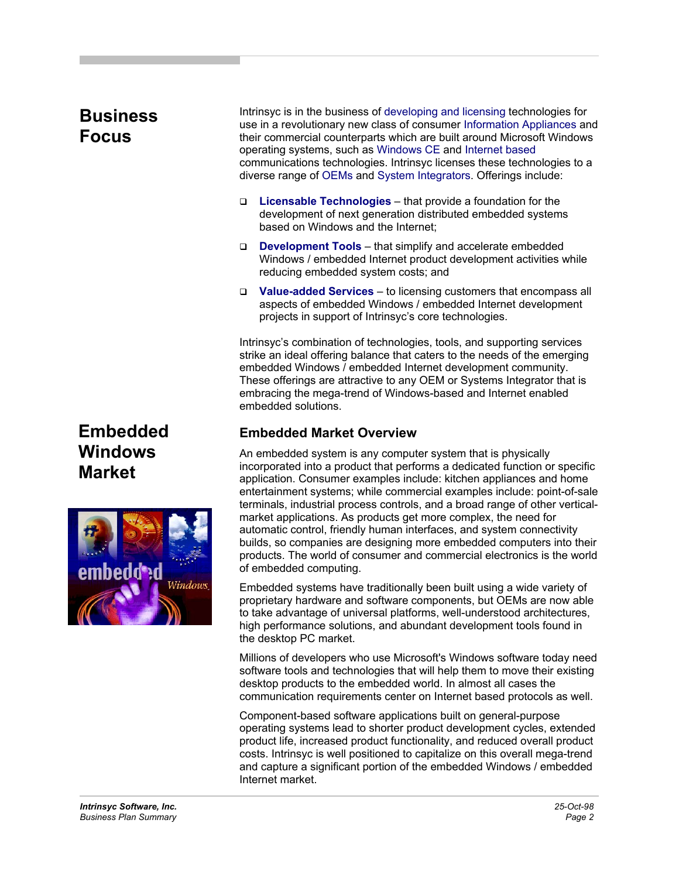## Business Focus

Intrinsyc is in the business of developing and licensing technologies for use in a revolutionary new class of consumer Information Appliances and their commercial counterparts which are built around Microsoft Windows operating systems, such as Windows CE and Internet based communications technologies. Intrinsyc licenses these technologies to a diverse range of OEMs and System Integrators. Offerings include:

- **Licensable Technologies** – that provide a foundation for the development of next generation distributed embedded systems based on Windows and the Internet;
- **Development Tools** – that simplify and accelerate embedded Windows / embedded Internet product development activities while reducing embedded system costs; and
- **Value-added Services** – to licensing customers that encompass all aspects of embedded Windows / embedded Internet development projects in support of Intrinsyc's core technologies.

Intrinsyc's combination of technologies, tools, and supporting services strike an ideal offering balance that caters to the needs of the emerging embedded Windows / embedded Internet development community. These offerings are attractive to any OEM or Systems Integrator that is embracing the mega-trend of Windows-based and Internet enabled embedded solutions.

## Embedded Windows Market

### Embedded Market Overview

An embedded system is any computer system that is physically incorporated into a product that performs a dedicated function or specific application. Consumer examples include: kitchen appliances and home entertainment systems; while commercial examples include: point-of-sale terminals, industrial process controls, and a broad range of other vertical-market applications. As products get more complex, the need for automatic control, friendly human interfaces, and system connectivity builds, so companies are designing more embedded computers into their products. The world of consumer and commercial electronics is the world of embedded computing.

Embedded systems have traditionally been built using a wide variety of proprietary hardware and software components, but OEMs are now able to take advantage of universal platforms, well-understood architectures, high performance solutions, and abundant development tools found in the desktop PC market.

Millions of developers who use Microsoft's Windows software today need software tools and technologies that will help them to move their existing desktop products to the embedded world. In almost all cases the communication requirements center on Internet based protocols as well.

Component-based software applications built on general-purpose operating systems lead to shorter product development cycles, extended product life, increased product functionality, and reduced overall product costs. Intrinsyc is well positioned to capitalize on this overall mega-trend and capture a significant portion of the embedded Windows / embedded Internet market.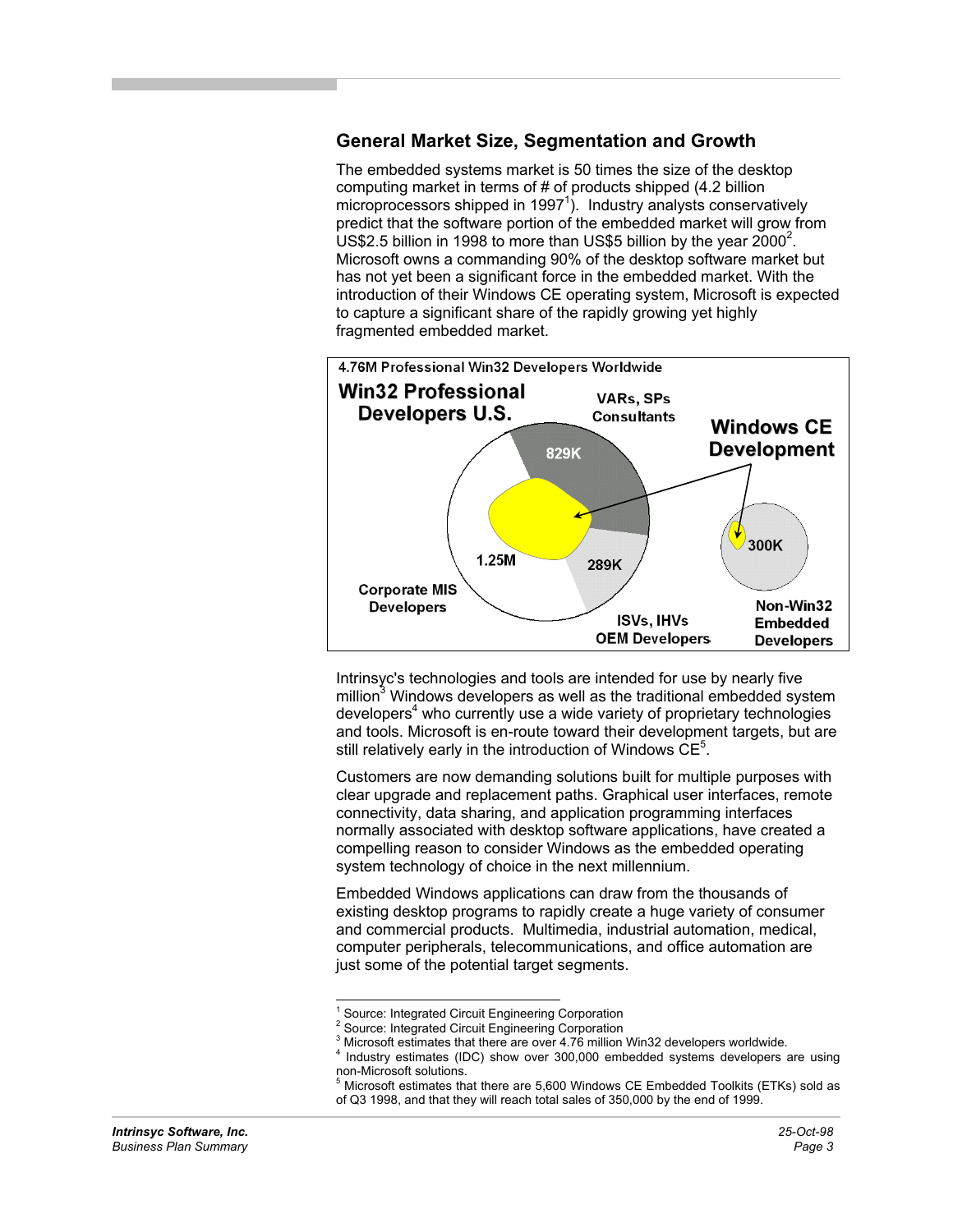## General Market Size, Segmentation and Growth

The embedded systems market is 50 times the size of the desktop computing market in terms of # of products shipped (4.2 billion microprocessors shipped in 1997[1]). Industry analysts conservatively predict that the software portion of the embedded market will grow from US$2.5 billion in 1998 to more than US$5 billion by the year 2000[2]. Microsoft owns a commanding 90% of the desktop software market but has not yet been a significant force in the embedded market. With the introduction of their Windows CE operating system, Microsoft is expected to capture a significant share of the rapidly growing yet highly fragmented embedded market.

4.76M Professional Win32 Developers Worldwide

Win32 Professional Developers U.S. — VARs, SPs Consultants: 829K; Corporate MIS Developers: 1.25M; ISVs, IHVs OEM Developers: 289K; Non-Win32 Embedded Developers: 300K; Windows CE Development

Intrinsyc's technologies and tools are intended for use by nearly five million[3] Windows developers as well as the traditional embedded system developers[4] who currently use a wide variety of proprietary technologies and tools. Microsoft is en-route toward their development targets, but are still relatively early in the introduction of Windows CE[5].

Customers are now demanding solutions built for multiple purposes with clear upgrade and replacement paths. Graphical user interfaces, remote connectivity, data sharing, and application programming interfaces normally associated with desktop software applications, have created a compelling reason to consider Windows as the embedded operating system technology of choice in the next millennium.

Embedded Windows applications can draw from the thousands of existing desktop programs to rapidly create a huge variety of consumer and commercial products. Multimedia, industrial automation, medical, computer peripherals, telecommunications, and office automation are just some of the potential target segments.

---

[1] Source: Integrated Circuit Engineering Corporation
[2] Source: Integrated Circuit Engineering Corporation
[3] Microsoft estimates that there are over 4.76 million Win32 developers worldwide.
[4] Industry estimates (IDC) show over 300,000 embedded systems developers are using non-Microsoft solutions.
[5] Microsoft estimates that there are 5,600 Windows CE Embedded Toolkits (ETKs) sold as of Q3 1998, and that they will reach total sales of 350,000 by the end of 1999.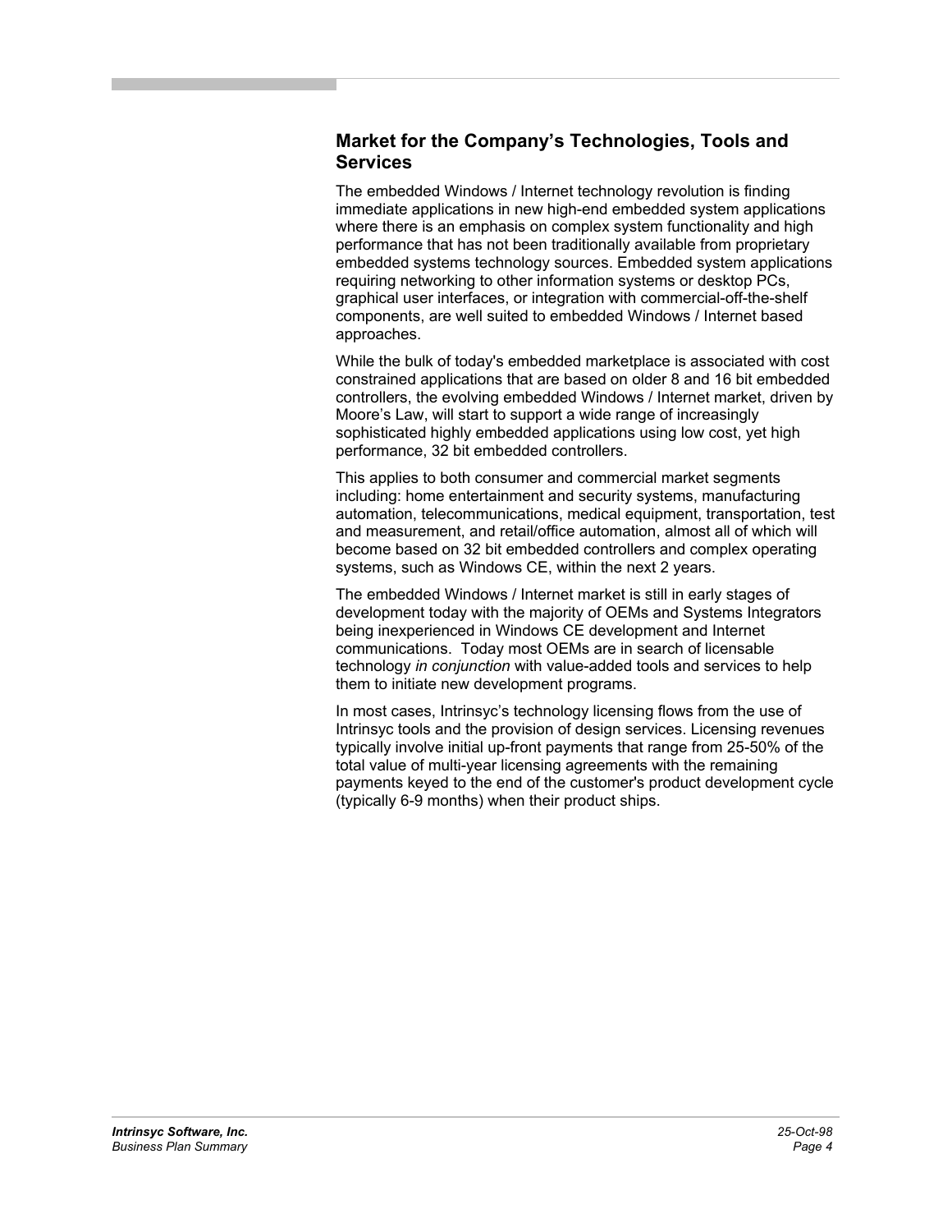## Market for the Company's Technologies, Tools and Services

The embedded Windows / Internet technology revolution is finding immediate applications in new high-end embedded system applications where there is an emphasis on complex system functionality and high performance that has not been traditionally available from proprietary embedded systems technology sources. Embedded system applications requiring networking to other information systems or desktop PCs, graphical user interfaces, or integration with commercial-off-the-shelf components, are well suited to embedded Windows / Internet based approaches.

While the bulk of today's embedded marketplace is associated with cost constrained applications that are based on older 8 and 16 bit embedded controllers, the evolving embedded Windows / Internet market, driven by Moore's Law, will start to support a wide range of increasingly sophisticated highly embedded applications using low cost, yet high performance, 32 bit embedded controllers.

This applies to both consumer and commercial market segments including: home entertainment and security systems, manufacturing automation, telecommunications, medical equipment, transportation, test and measurement, and retail/office automation, almost all of which will become based on 32 bit embedded controllers and complex operating systems, such as Windows CE, within the next 2 years.

The embedded Windows / Internet market is still in early stages of development today with the majority of OEMs and Systems Integrators being inexperienced in Windows CE development and Internet communications. Today most OEMs are in search of licensable technology *in conjunction* with value-added tools and services to help them to initiate new development programs.

In most cases, Intrinsyc's technology licensing flows from the use of Intrinsyc tools and the provision of design services. Licensing revenues typically involve initial up-front payments that range from 25-50% of the total value of multi-year licensing agreements with the remaining payments keyed to the end of the customer's product development cycle (typically 6-9 months) when their product ships.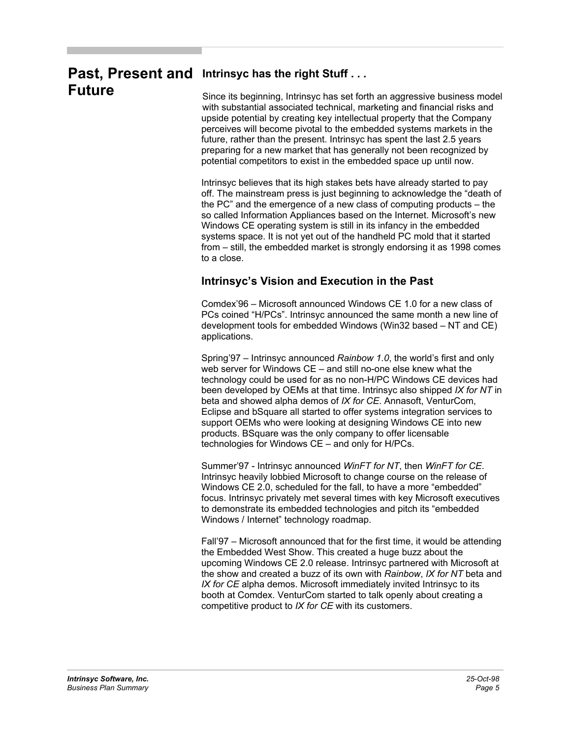# Past, Present and Future

## Intrinsyc has the right Stuff . . .

Since its beginning, Intrinsyc has set forth an aggressive business model with substantial associated technical, marketing and financial risks and upside potential by creating key intellectual property that the Company perceives will become pivotal to the embedded systems markets in the future, rather than the present. Intrinsyc has spent the last 2.5 years preparing for a new market that has generally not been recognized by potential competitors to exist in the embedded space up until now.

Intrinsyc believes that its high stakes bets have already started to pay off. The mainstream press is just beginning to acknowledge the "death of the PC" and the emergence of a new class of computing products – the so called Information Appliances based on the Internet. Microsoft's new Windows CE operating system is still in its infancy in the embedded systems space. It is not yet out of the handheld PC mold that it started from – still, the embedded market is strongly endorsing it as 1998 comes to a close.

## Intrinsyc's Vision and Execution in the Past

Comdex'96 – Microsoft announced Windows CE 1.0 for a new class of PCs coined "H/PCs". Intrinsyc announced the same month a new line of development tools for embedded Windows (Win32 based – NT and CE) applications.

Spring'97 – Intrinsyc announced *Rainbow 1.0*, the world's first and only web server for Windows CE – and still no-one else knew what the technology could be used for as no non-H/PC Windows CE devices had been developed by OEMs at that time. Intrinsyc also shipped *IX for NT* in beta and showed alpha demos of *IX for CE*. Annasoft, VenturCom, Eclipse and bSquare all started to offer systems integration services to support OEMs who were looking at designing Windows CE into new products. BSquare was the only company to offer licensable technologies for Windows CE – and only for H/PCs.

Summer'97 - Intrinsyc announced *WinFT for NT*, then *WinFT for CE*. Intrinsyc heavily lobbied Microsoft to change course on the release of Windows CE 2.0, scheduled for the fall, to have a more "embedded" focus. Intrinsyc privately met several times with key Microsoft executives to demonstrate its embedded technologies and pitch its "embedded Windows / Internet" technology roadmap.

Fall'97 – Microsoft announced that for the first time, it would be attending the Embedded West Show. This created a huge buzz about the upcoming Windows CE 2.0 release. Intrinsyc partnered with Microsoft at the show and created a buzz of its own with *Rainbow*, *IX for NT* beta and *IX for CE* alpha demos. Microsoft immediately invited Intrinsyc to its booth at Comdex. VenturCom started to talk openly about creating a competitive product to *IX for CE* with its customers.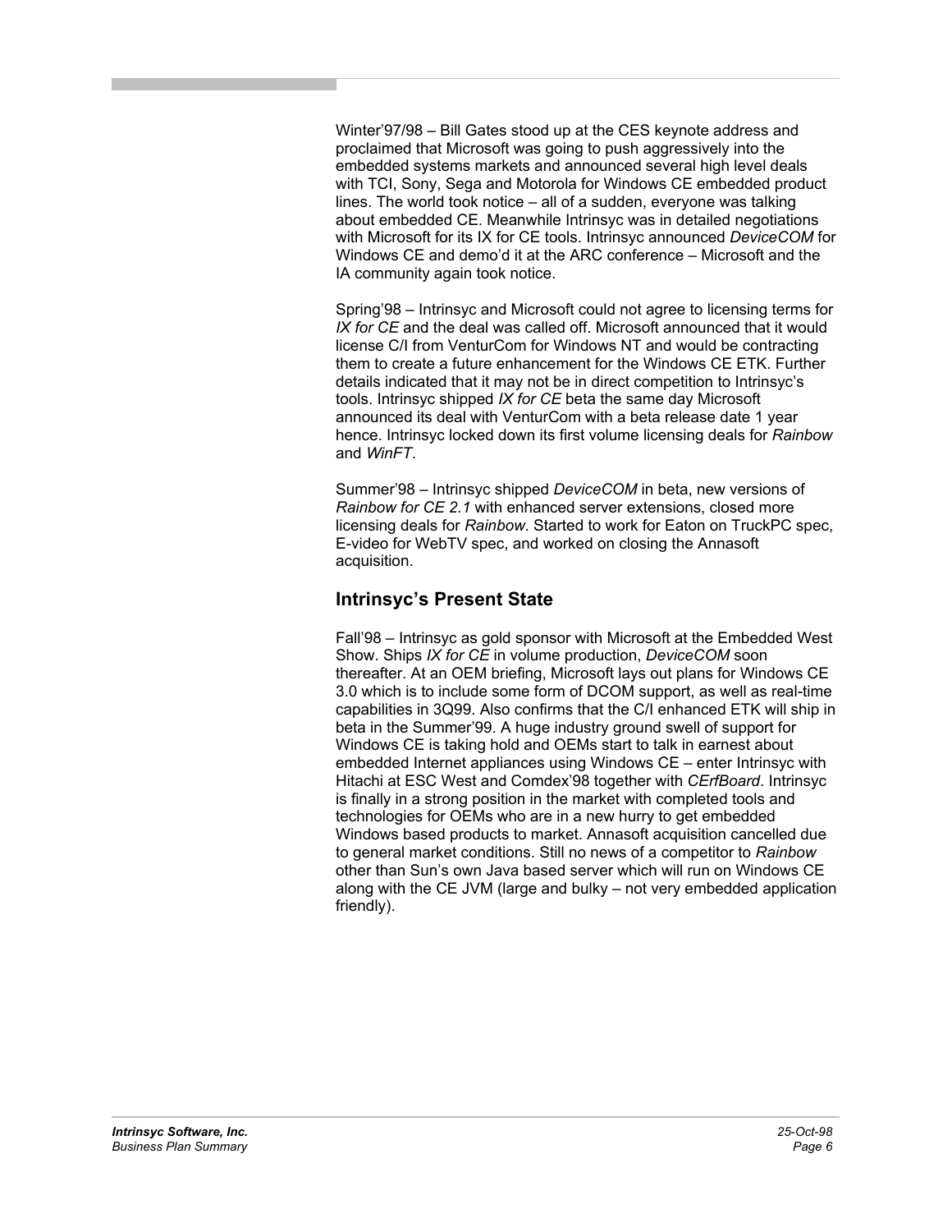Winter'97/98 – Bill Gates stood up at the CES keynote address and proclaimed that Microsoft was going to push aggressively into the embedded systems markets and announced several high level deals with TCI, Sony, Sega and Motorola for Windows CE embedded product lines. The world took notice – all of a sudden, everyone was talking about embedded CE. Meanwhile Intrinsyc was in detailed negotiations with Microsoft for its IX for CE tools. Intrinsyc announced *DeviceCOM* for Windows CE and demo'd it at the ARC conference – Microsoft and the IA community again took notice.

Spring'98 – Intrinsyc and Microsoft could not agree to licensing terms for *IX for CE* and the deal was called off. Microsoft announced that it would license C/I from VenturCom for Windows NT and would be contracting them to create a future enhancement for the Windows CE ETK. Further details indicated that it may not be in direct competition to Intrinsyc's tools. Intrinsyc shipped *IX for CE* beta the same day Microsoft announced its deal with VenturCom with a beta release date 1 year hence. Intrinsyc locked down its first volume licensing deals for *Rainbow* and *WinFT*.

Summer'98 – Intrinsyc shipped *DeviceCOM* in beta, new versions of *Rainbow for CE 2.1* with enhanced server extensions, closed more licensing deals for *Rainbow*. Started to work for Eaton on TruckPC spec, E-video for WebTV spec, and worked on closing the Annasoft acquisition.

## Intrinsyc's Present State

Fall'98 – Intrinsyc as gold sponsor with Microsoft at the Embedded West Show. Ships *IX for CE* in volume production, *DeviceCOM* soon thereafter. At an OEM briefing, Microsoft lays out plans for Windows CE 3.0 which is to include some form of DCOM support, as well as real-time capabilities in 3Q99. Also confirms that the C/I enhanced ETK will ship in beta in the Summer'99. A huge industry ground swell of support for Windows CE is taking hold and OEMs start to talk in earnest about embedded Internet appliances using Windows CE – enter Intrinsyc with Hitachi at ESC West and Comdex'98 together with *CErfBoard*. Intrinsyc is finally in a strong position in the market with completed tools and technologies for OEMs who are in a new hurry to get embedded Windows based products to market. Annasoft acquisition cancelled due to general market conditions. Still no news of a competitor to *Rainbow* other than Sun's own Java based server which will run on Windows CE along with the CE JVM (large and bulky – not very embedded application friendly).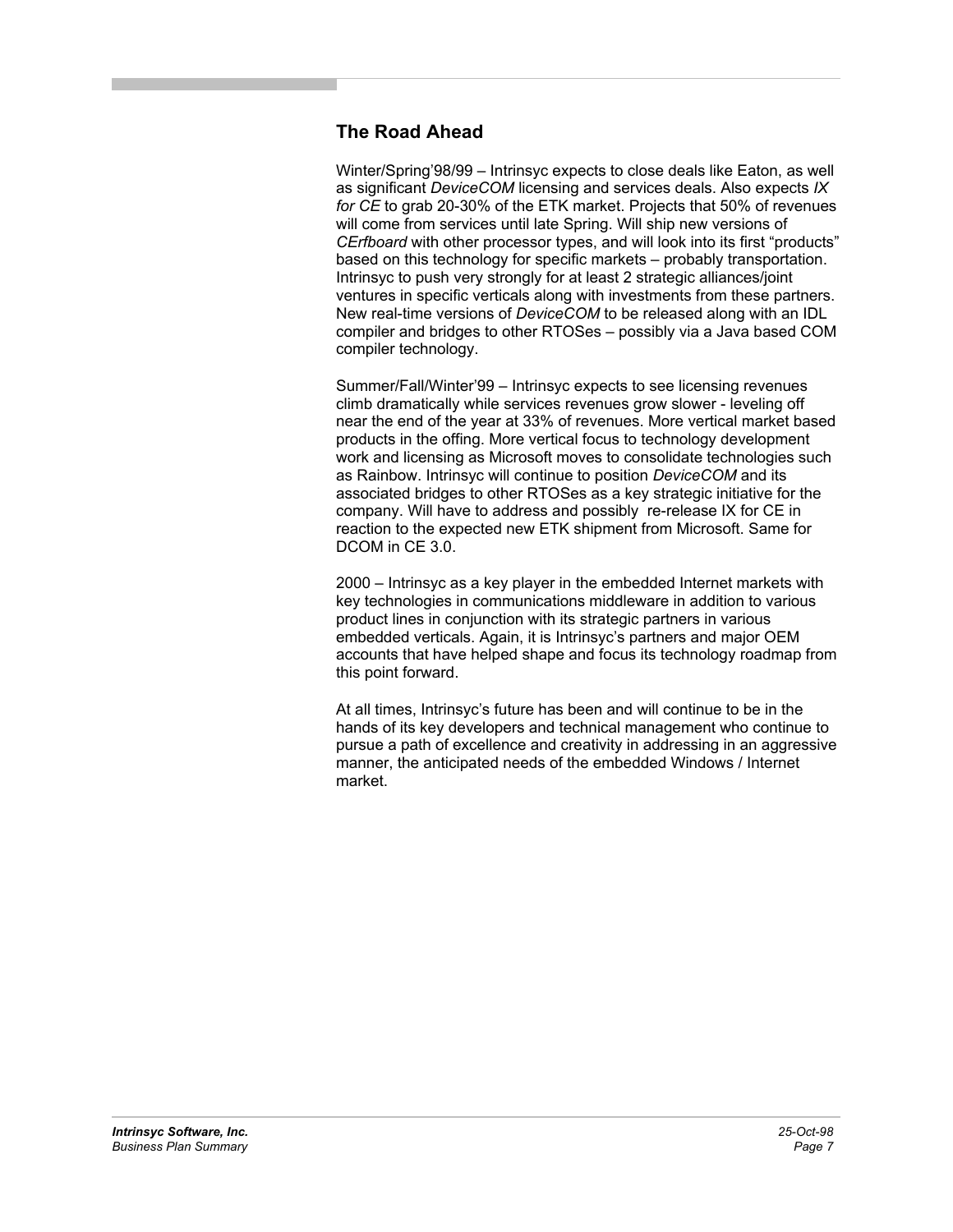## The Road Ahead

Winter/Spring'98/99 – Intrinsyc expects to close deals like Eaton, as well as significant *DeviceCOM* licensing and services deals. Also expects *IX for CE* to grab 20-30% of the ETK market. Projects that 50% of revenues will come from services until late Spring. Will ship new versions of *CErfboard* with other processor types, and will look into its first "products" based on this technology for specific markets – probably transportation. Intrinsyc to push very strongly for at least 2 strategic alliances/joint ventures in specific verticals along with investments from these partners. New real-time versions of *DeviceCOM* to be released along with an IDL compiler and bridges to other RTOSes – possibly via a Java based COM compiler technology.

Summer/Fall/Winter'99 – Intrinsyc expects to see licensing revenues climb dramatically while services revenues grow slower - leveling off near the end of the year at 33% of revenues. More vertical market based products in the offing. More vertical focus to technology development work and licensing as Microsoft moves to consolidate technologies such as Rainbow. Intrinsyc will continue to position *DeviceCOM* and its associated bridges to other RTOSes as a key strategic initiative for the company. Will have to address and possibly re-release IX for CE in reaction to the expected new ETK shipment from Microsoft. Same for DCOM in CE 3.0.

2000 – Intrinsyc as a key player in the embedded Internet markets with key technologies in communications middleware in addition to various product lines in conjunction with its strategic partners in various embedded verticals. Again, it is Intrinsyc's partners and major OEM accounts that have helped shape and focus its technology roadmap from this point forward.

At all times, Intrinsyc's future has been and will continue to be in the hands of its key developers and technical management who continue to pursue a path of excellence and creativity in addressing in an aggressive manner, the anticipated needs of the embedded Windows / Internet market.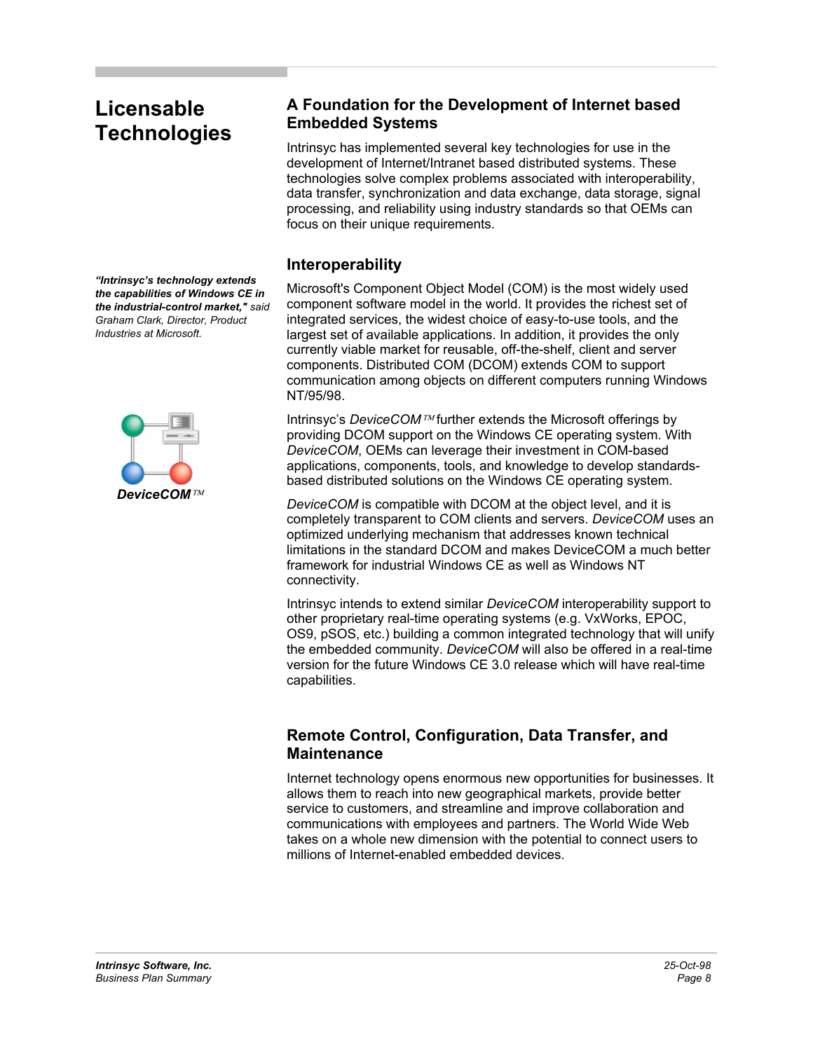# Licensable Technologies

## A Foundation for the Development of Internet based Embedded Systems

Intrinsyc has implemented several key technologies for use in the development of Internet/Intranet based distributed systems. These technologies solve complex problems associated with interoperability, data transfer, synchronization and data exchange, data storage, signal processing, and reliability using industry standards so that OEMs can focus on their unique requirements.

## Interoperability

***"Intrinsyc's technology extends the capabilities of Windows CE in the industrial-control market,"*** *said Graham Clark, Director, Product Industries at Microsoft.*

Microsoft's Component Object Model (COM) is the most widely used component software model in the world. It provides the richest set of integrated services, the widest choice of easy-to-use tools, and the largest set of available applications. In addition, it provides the only currently viable market for reusable, off-the-shelf, client and server components. Distributed COM (DCOM) extends COM to support communication among objects on different computers running Windows NT/95/98.

***DeviceCOM™***

Intrinsyc's *DeviceCOM™* further extends the Microsoft offerings by providing DCOM support on the Windows CE operating system. With *DeviceCOM*, OEMs can leverage their investment in COM-based applications, components, tools, and knowledge to develop standards-based distributed solutions on the Windows CE operating system.

*DeviceCOM* is compatible with DCOM at the object level, and it is completely transparent to COM clients and servers. *DeviceCOM* uses an optimized underlying mechanism that addresses known technical limitations in the standard DCOM and makes DeviceCOM a much better framework for industrial Windows CE as well as Windows NT connectivity.

Intrinsyc intends to extend similar *DeviceCOM* interoperability support to other proprietary real-time operating systems (e.g. VxWorks, EPOC, OS9, pSOS, etc.) building a common integrated technology that will unify the embedded community. *DeviceCOM* will also be offered in a real-time version for the future Windows CE 3.0 release which will have real-time capabilities.

## Remote Control, Configuration, Data Transfer, and Maintenance

Internet technology opens enormous new opportunities for businesses. It allows them to reach into new geographical markets, provide better service to customers, and streamline and improve collaboration and communications with employees and partners. The World Wide Web takes on a whole new dimension with the potential to connect users to millions of Internet-enabled embedded devices.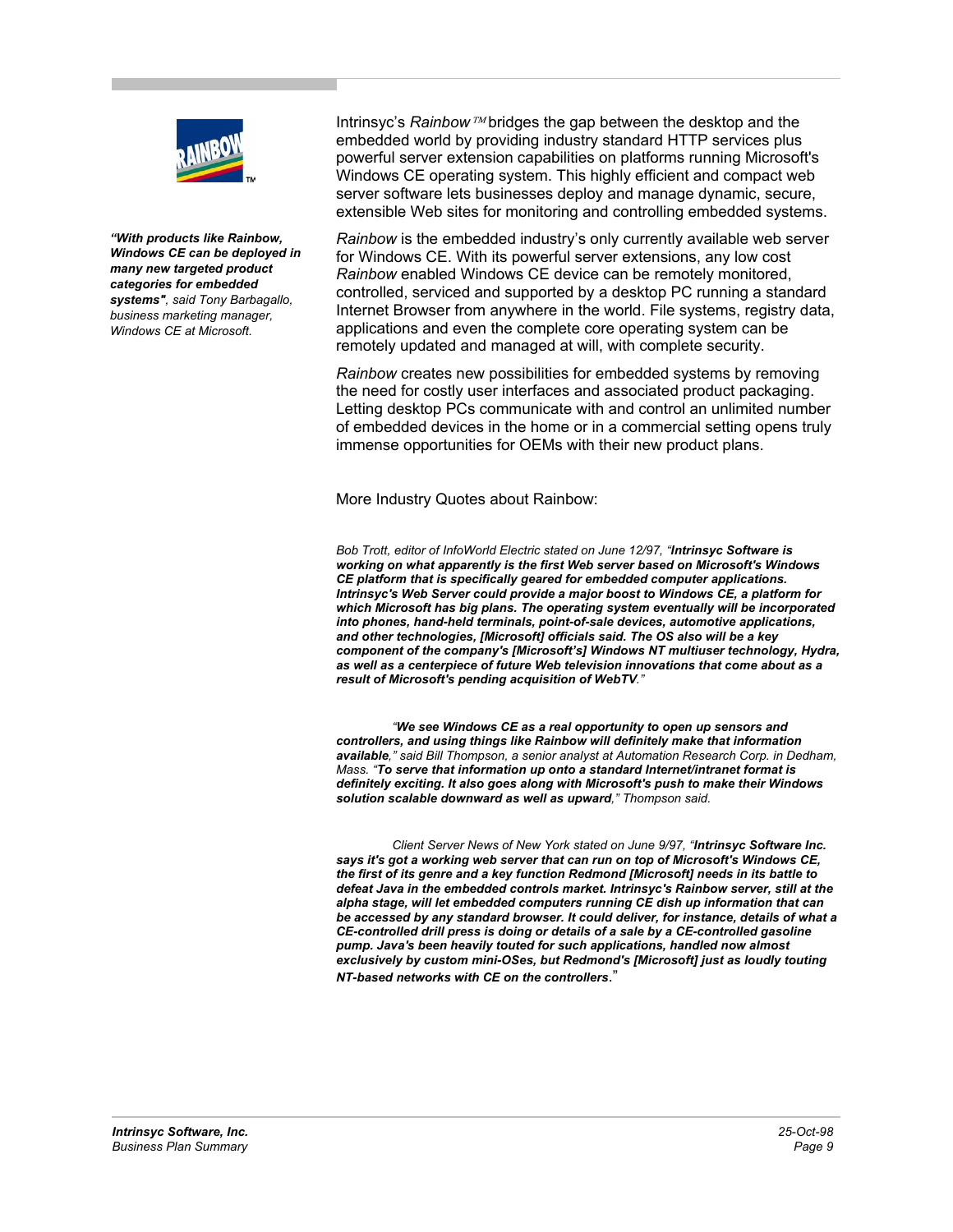*"With products like Rainbow, Windows CE can be deployed in many new targeted product categories for embedded systems", said Tony Barbagallo, business marketing manager, Windows CE at Microsoft.*

Intrinsyc's *Rainbow™* bridges the gap between the desktop and the embedded world by providing industry standard HTTP services plus powerful server extension capabilities on platforms running Microsoft's Windows CE operating system. This highly efficient and compact web server software lets businesses deploy and manage dynamic, secure, extensible Web sites for monitoring and controlling embedded systems.

*Rainbow* is the embedded industry's only currently available web server for Windows CE. With its powerful server extensions, any low cost *Rainbow* enabled Windows CE device can be remotely monitored, controlled, serviced and supported by a desktop PC running a standard Internet Browser from anywhere in the world. File systems, registry data, applications and even the complete core operating system can be remotely updated and managed at will, with complete security.

*Rainbow* creates new possibilities for embedded systems by removing the need for costly user interfaces and associated product packaging. Letting desktop PCs communicate with and control an unlimited number of embedded devices in the home or in a commercial setting opens truly immense opportunities for OEMs with their new product plans.

More Industry Quotes about Rainbow:

*Bob Trott, editor of InfoWorld Electric stated on June 12/97, "**Intrinsyc Software is working on what apparently is the first Web server based on Microsoft's Windows CE platform that is specifically geared for embedded computer applications. Intrinsyc's Web Server could provide a major boost to Windows CE, a platform for which Microsoft has big plans. The operating system eventually will be incorporated into phones, hand-held terminals, point-of-sale devices, automotive applications, and other technologies, [Microsoft] officials said. The OS also will be a key component of the company's [Microsoft's] Windows NT multiuser technology, Hydra, as well as a centerpiece of future Web television innovations that come about as a result of Microsoft's pending acquisition of WebTV**."*

*"**We see Windows CE as a real opportunity to open up sensors and controllers, and using things like Rainbow will definitely make that information available**," said Bill Thompson, a senior analyst at Automation Research Corp. in Dedham, Mass. "**To serve that information up onto a standard Internet/intranet format is definitely exciting. It also goes along with Microsoft's push to make their Windows solution scalable downward as well as upward**," Thompson said.*

*Client Server News of New York stated on June 9/97, "**Intrinsyc Software Inc. says it's got a working web server that can run on top of Microsoft's Windows CE, the first of its genre and a key function Redmond [Microsoft] needs in its battle to defeat Java in the embedded controls market. Intrinsyc's Rainbow server, still at the alpha stage, will let embedded computers running CE dish up information that can be accessed by any standard browser. It could deliver, for instance, details of what a CE-controlled drill press is doing or details of a sale by a CE-controlled gasoline pump. Java's been heavily touted for such applications, handled now almost exclusively by custom mini-OSes, but Redmond's [Microsoft] just as loudly touting NT-based networks with CE on the controllers**."*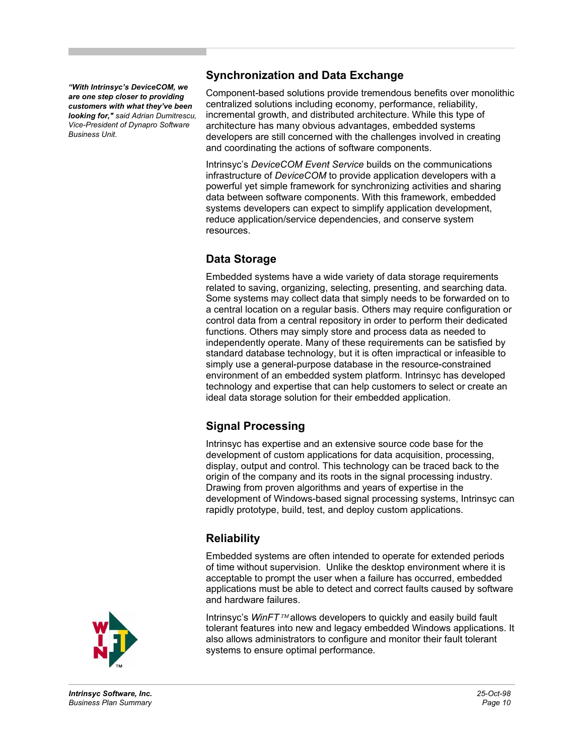*"With Intrinsyc's DeviceCOM, we are one step closer to providing customers with what they've been looking for," said Adrian Dumitrescu, Vice-President of Dynapro Software Business Unit.*

## Synchronization and Data Exchange

Component-based solutions provide tremendous benefits over monolithic centralized solutions including economy, performance, reliability, incremental growth, and distributed architecture. While this type of architecture has many obvious advantages, embedded systems developers are still concerned with the challenges involved in creating and coordinating the actions of software components.

Intrinsyc's *DeviceCOM Event Service* builds on the communications infrastructure of *DeviceCOM* to provide application developers with a powerful yet simple framework for synchronizing activities and sharing data between software components. With this framework, embedded systems developers can expect to simplify application development, reduce application/service dependencies, and conserve system resources.

## Data Storage

Embedded systems have a wide variety of data storage requirements related to saving, organizing, selecting, presenting, and searching data. Some systems may collect data that simply needs to be forwarded on to a central location on a regular basis. Others may require configuration or control data from a central repository in order to perform their dedicated functions. Others may simply store and process data as needed to independently operate. Many of these requirements can be satisfied by standard database technology, but it is often impractical or infeasible to simply use a general-purpose database in the resource-constrained environment of an embedded system platform. Intrinsyc has developed technology and expertise that can help customers to select or create an ideal data storage solution for their embedded application.

## Signal Processing

Intrinsyc has expertise and an extensive source code base for the development of custom applications for data acquisition, processing, display, output and control. This technology can be traced back to the origin of the company and its roots in the signal processing industry. Drawing from proven algorithms and years of expertise in the development of Windows-based signal processing systems, Intrinsyc can rapidly prototype, build, test, and deploy custom applications.

## Reliability

Embedded systems are often intended to operate for extended periods of time without supervision. Unlike the desktop environment where it is acceptable to prompt the user when a failure has occurred, embedded applications must be able to detect and correct faults caused by software and hardware failures.

Intrinsyc's *WinFT™* allows developers to quickly and easily build fault tolerant features into new and legacy embedded Windows applications. It also allows administrators to configure and monitor their fault tolerant systems to ensure optimal performance.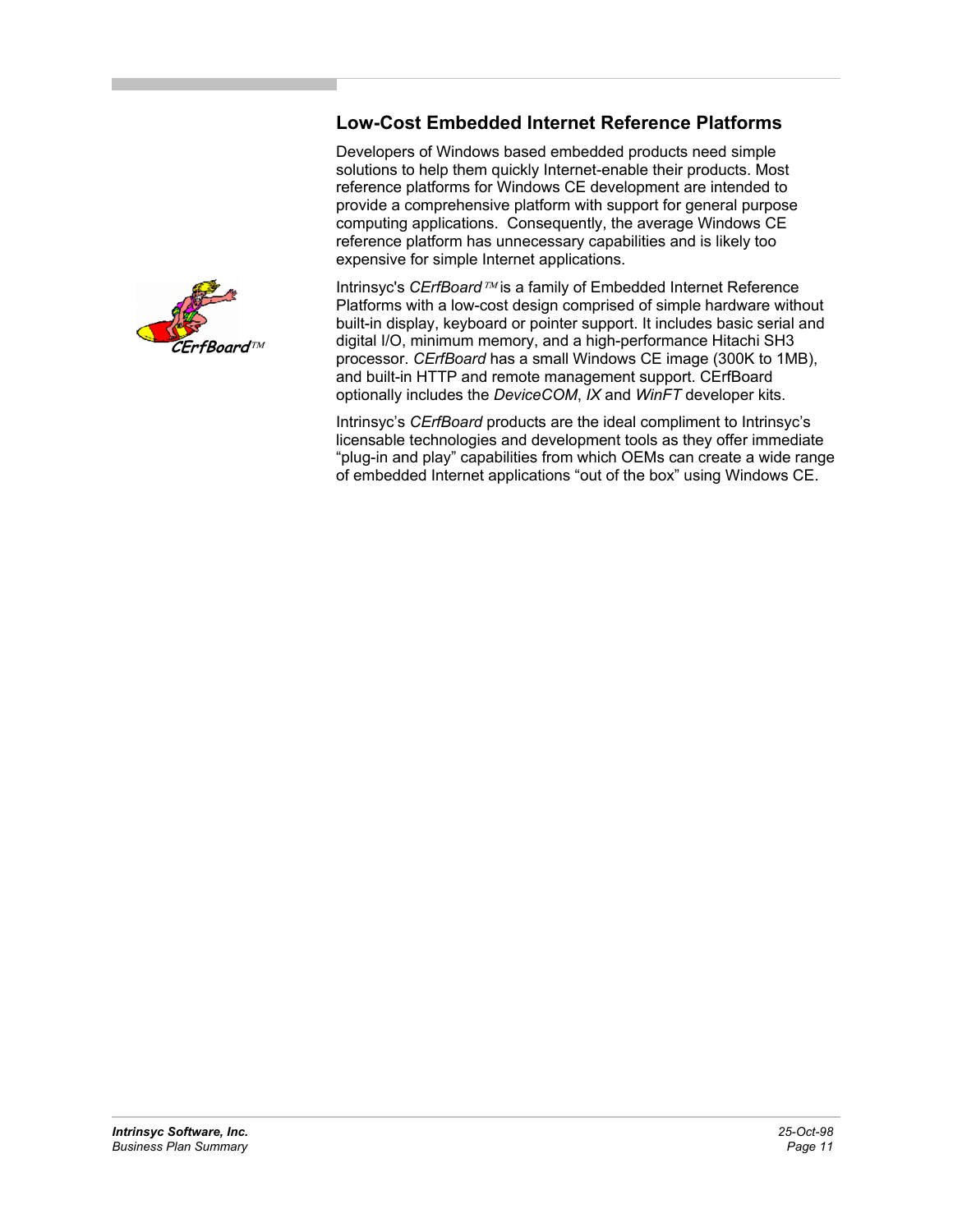## Low-Cost Embedded Internet Reference Platforms

Developers of Windows based embedded products need simple solutions to help them quickly Internet-enable their products. Most reference platforms for Windows CE development are intended to provide a comprehensive platform with support for general purpose computing applications. Consequently, the average Windows CE reference platform has unnecessary capabilities and is likely too expensive for simple Internet applications.

Intrinsyc's *CErfBoard™* is a family of Embedded Internet Reference Platforms with a low-cost design comprised of simple hardware without built-in display, keyboard or pointer support. It includes basic serial and digital I/O, minimum memory, and a high-performance Hitachi SH3 processor. *CErfBoard* has a small Windows CE image (300K to 1MB), and built-in HTTP and remote management support. CErfBoard optionally includes the *DeviceCOM*, *IX* and *WinFT* developer kits.

Intrinsyc's *CErfBoard* products are the ideal compliment to Intrinsyc's licensable technologies and development tools as they offer immediate "plug-in and play" capabilities from which OEMs can create a wide range of embedded Internet applications "out of the box" using Windows CE.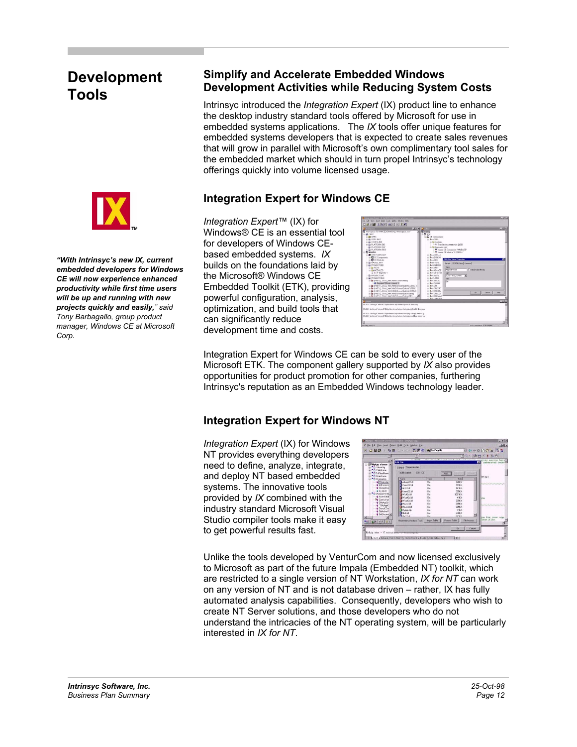# Development Tools

## Simplify and Accelerate Embedded Windows Development Activities while Reducing System Costs

Intrinsyc introduced the *Integration Expert* (IX) product line to enhance the desktop industry standard tools offered by Microsoft for use in embedded systems applications. The *IX* tools offer unique features for embedded systems developers that is expected to create sales revenues that will grow in parallel with Microsoft's own complimentary tool sales for the embedded market which should in turn propel Intrinsyc's technology offerings quickly into volume licensed usage.

***"With Intrinsyc's new IX, current embedded developers for Windows CE will now experience enhanced productivity while first time users will be up and running with new projects quickly and easily,"*** *said Tony Barbagallo, group product manager, Windows CE at Microsoft Corp.*

## Integration Expert for Windows CE

*Integration Expert*™ (IX) for Windows® CE is an essential tool for developers of Windows CE-based embedded systems. *IX* builds on the foundations laid by the Microsoft® Windows CE Embedded Toolkit (ETK), providing powerful configuration, analysis, optimization, and build tools that can significantly reduce development time and costs.

Integration Expert for Windows CE can be sold to every user of the Microsoft ETK. The component gallery supported by *IX* also provides opportunities for product promotion for other companies, furthering Intrinsyc's reputation as an Embedded Windows technology leader.

## Integration Expert for Windows NT

*Integration Expert* (IX) for Windows NT provides everything developers need to define, analyze, integrate, and deploy NT based embedded systems. The innovative tools provided by *IX* combined with the industry standard Microsoft Visual Studio compiler tools make it easy to get powerful results fast.

Unlike the tools developed by VenturCom and now licensed exclusively to Microsoft as part of the future Impala (Embedded NT) toolkit, which are restricted to a single version of NT Workstation, *IX for NT* can work on any version of NT and is not database driven – rather, IX has fully automated analysis capabilities. Consequently, developers who wish to create NT Server solutions, and those developers who do not understand the intricacies of the NT operating system, will be particularly interested in *IX for NT*.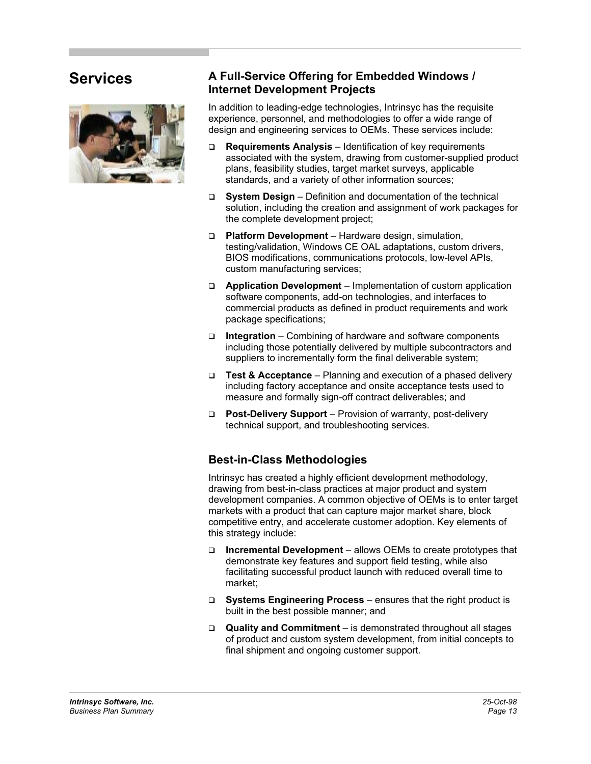# Services

## A Full-Service Offering for Embedded Windows / Internet Development Projects

In addition to leading-edge technologies, Intrinsyc has the requisite experience, personnel, and methodologies to offer a wide range of design and engineering services to OEMs. These services include:

- **Requirements Analysis** – Identification of key requirements associated with the system, drawing from customer-supplied product plans, feasibility studies, target market surveys, applicable standards, and a variety of other information sources;
- **System Design** – Definition and documentation of the technical solution, including the creation and assignment of work packages for the complete development project;
- **Platform Development** – Hardware design, simulation, testing/validation, Windows CE OAL adaptations, custom drivers, BIOS modifications, communications protocols, low-level APIs, custom manufacturing services;
- **Application Development** – Implementation of custom application software components, add-on technologies, and interfaces to commercial products as defined in product requirements and work package specifications;
- **Integration** – Combining of hardware and software components including those potentially delivered by multiple subcontractors and suppliers to incrementally form the final deliverable system;
- **Test & Acceptance** – Planning and execution of a phased delivery including factory acceptance and onsite acceptance tests used to measure and formally sign-off contract deliverables; and
- **Post-Delivery Support** – Provision of warranty, post-delivery technical support, and troubleshooting services.

## Best-in-Class Methodologies

Intrinsyc has created a highly efficient development methodology, drawing from best-in-class practices at major product and system development companies. A common objective of OEMs is to enter target markets with a product that can capture major market share, block competitive entry, and accelerate customer adoption. Key elements of this strategy include:

- **Incremental Development** – allows OEMs to create prototypes that demonstrate key features and support field testing, while also facilitating successful product launch with reduced overall time to market;
- **Systems Engineering Process** – ensures that the right product is built in the best possible manner; and
- **Quality and Commitment** – is demonstrated throughout all stages of product and custom system development, from initial concepts to final shipment and ongoing customer support.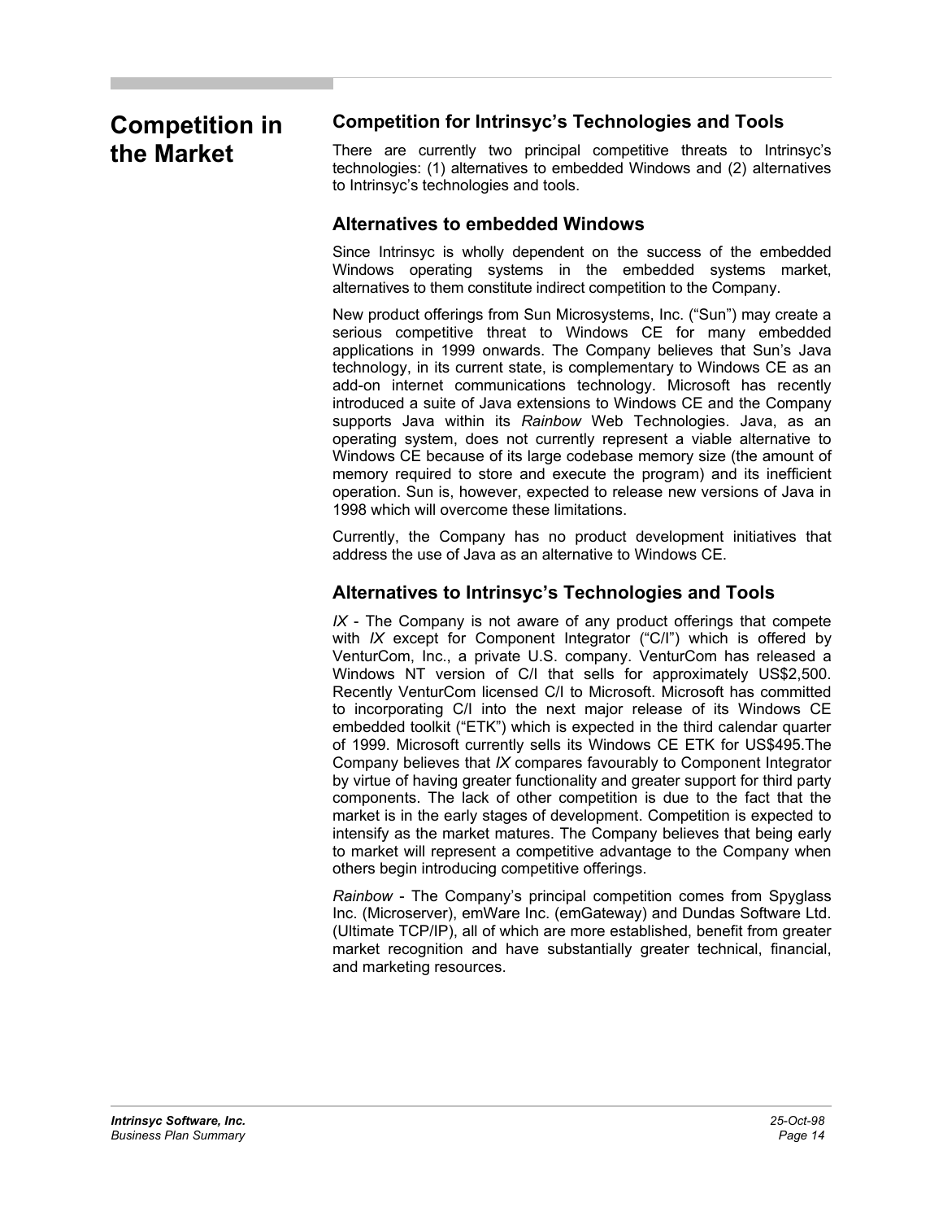# Competition in the Market

## Competition for Intrinsyc's Technologies and Tools

There are currently two principal competitive threats to Intrinsyc's technologies: (1) alternatives to embedded Windows and (2) alternatives to Intrinsyc's technologies and tools.

## Alternatives to embedded Windows

Since Intrinsyc is wholly dependent on the success of the embedded Windows operating systems in the embedded systems market, alternatives to them constitute indirect competition to the Company.

New product offerings from Sun Microsystems, Inc. ("Sun") may create a serious competitive threat to Windows CE for many embedded applications in 1999 onwards. The Company believes that Sun's Java technology, in its current state, is complementary to Windows CE as an add-on internet communications technology. Microsoft has recently introduced a suite of Java extensions to Windows CE and the Company supports Java within its *Rainbow* Web Technologies. Java, as an operating system, does not currently represent a viable alternative to Windows CE because of its large codebase memory size (the amount of memory required to store and execute the program) and its inefficient operation. Sun is, however, expected to release new versions of Java in 1998 which will overcome these limitations.

Currently, the Company has no product development initiatives that address the use of Java as an alternative to Windows CE.

## Alternatives to Intrinsyc's Technologies and Tools

*IX* - The Company is not aware of any product offerings that compete with *IX* except for Component Integrator ("C/I") which is offered by VenturCom, Inc., a private U.S. company. VenturCom has released a Windows NT version of C/I that sells for approximately US$2,500. Recently VenturCom licensed C/I to Microsoft. Microsoft has committed to incorporating C/I into the next major release of its Windows CE embedded toolkit ("ETK") which is expected in the third calendar quarter of 1999. Microsoft currently sells its Windows CE ETK for US$495.The Company believes that *IX* compares favourably to Component Integrator by virtue of having greater functionality and greater support for third party components. The lack of other competition is due to the fact that the market is in the early stages of development. Competition is expected to intensify as the market matures. The Company believes that being early to market will represent a competitive advantage to the Company when others begin introducing competitive offerings.

*Rainbow* - The Company's principal competition comes from Spyglass Inc. (Microserver), emWare Inc. (emGateway) and Dundas Software Ltd. (Ultimate TCP/IP), all of which are more established, benefit from greater market recognition and have substantially greater technical, financial, and marketing resources.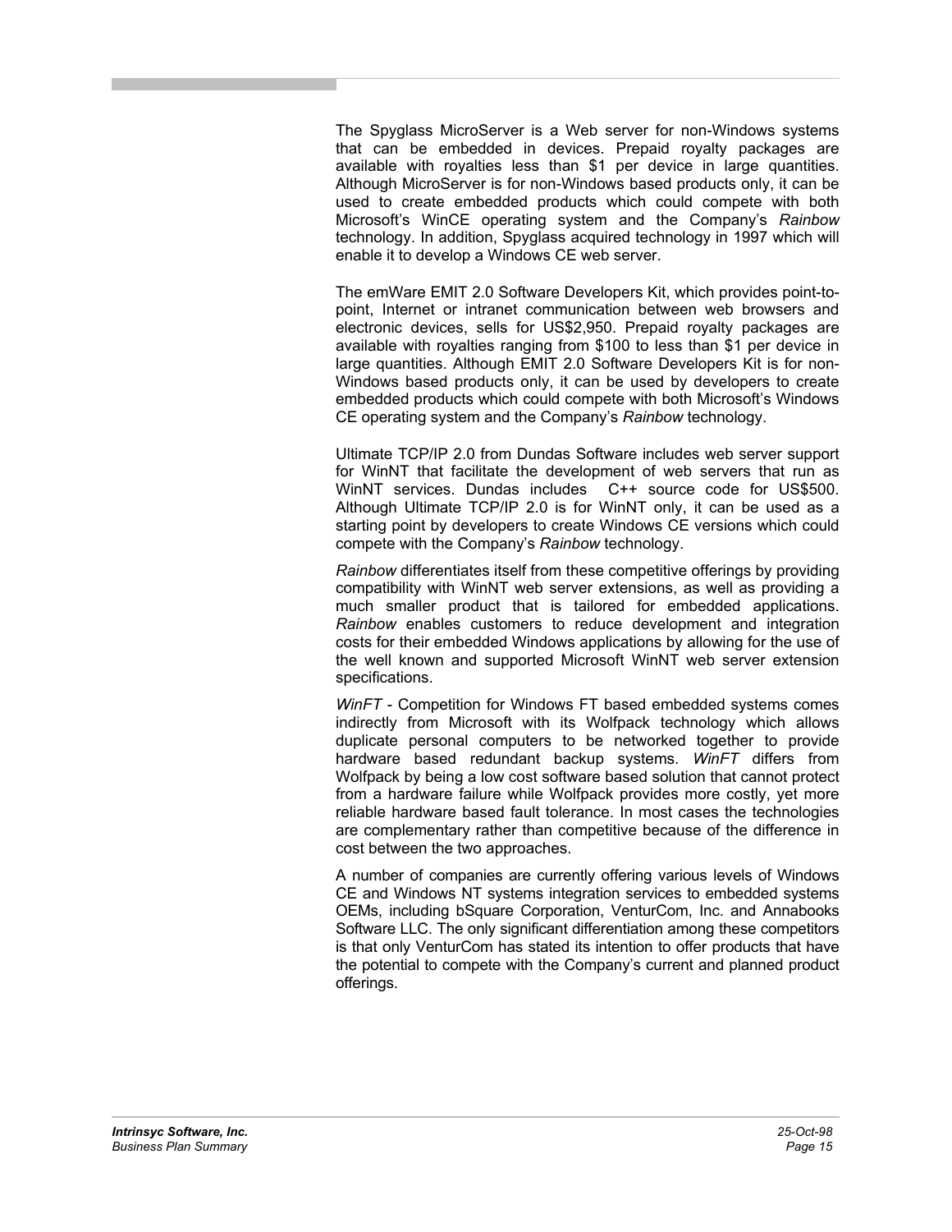The Spyglass MicroServer is a Web server for non-Windows systems that can be embedded in devices. Prepaid royalty packages are available with royalties less than $1 per device in large quantities. Although MicroServer is for non-Windows based products only, it can be used to create embedded products which could compete with both Microsoft's WinCE operating system and the Company's *Rainbow* technology. In addition, Spyglass acquired technology in 1997 which will enable it to develop a Windows CE web server.

The emWare EMIT 2.0 Software Developers Kit, which provides point-to-point, Internet or intranet communication between web browsers and electronic devices, sells for US$2,950. Prepaid royalty packages are available with royalties ranging from $100 to less than $1 per device in large quantities. Although EMIT 2.0 Software Developers Kit is for non-Windows based products only, it can be used by developers to create embedded products which could compete with both Microsoft's Windows CE operating system and the Company's *Rainbow* technology.

Ultimate TCP/IP 2.0 from Dundas Software includes web server support for WinNT that facilitate the development of web servers that run as WinNT services. Dundas includes C++ source code for US$500. Although Ultimate TCP/IP 2.0 is for WinNT only, it can be used as a starting point by developers to create Windows CE versions which could compete with the Company's *Rainbow* technology.

*Rainbow* differentiates itself from these competitive offerings by providing compatibility with WinNT web server extensions, as well as providing a much smaller product that is tailored for embedded applications. *Rainbow* enables customers to reduce development and integration costs for their embedded Windows applications by allowing for the use of the well known and supported Microsoft WinNT web server extension specifications.

*WinFT* - Competition for Windows FT based embedded systems comes indirectly from Microsoft with its Wolfpack technology which allows duplicate personal computers to be networked together to provide hardware based redundant backup systems. *WinFT* differs from Wolfpack by being a low cost software based solution that cannot protect from a hardware failure while Wolfpack provides more costly, yet more reliable hardware based fault tolerance. In most cases the technologies are complementary rather than competitive because of the difference in cost between the two approaches.

A number of companies are currently offering various levels of Windows CE and Windows NT systems integration services to embedded systems OEMs, including bSquare Corporation, VenturCom, Inc. and Annabooks Software LLC. The only significant differentiation among these competitors is that only VenturCom has stated its intention to offer products that have the potential to compete with the Company's current and planned product offerings.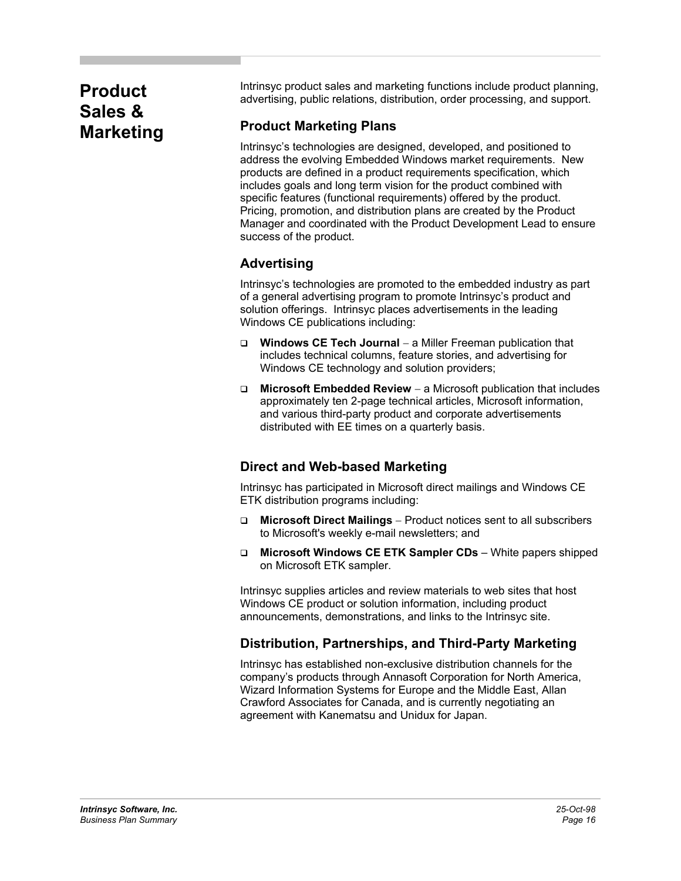# Product Sales & Marketing

Intrinsyc product sales and marketing functions include product planning, advertising, public relations, distribution, order processing, and support.

## Product Marketing Plans

Intrinsyc's technologies are designed, developed, and positioned to address the evolving Embedded Windows market requirements. New products are defined in a product requirements specification, which includes goals and long term vision for the product combined with specific features (functional requirements) offered by the product. Pricing, promotion, and distribution plans are created by the Product Manager and coordinated with the Product Development Lead to ensure success of the product.

## Advertising

Intrinsyc's technologies are promoted to the embedded industry as part of a general advertising program to promote Intrinsyc's product and solution offerings. Intrinsyc places advertisements in the leading Windows CE publications including:

- **Windows CE Tech Journal** – a Miller Freeman publication that includes technical columns, feature stories, and advertising for Windows CE technology and solution providers;
- **Microsoft Embedded Review** – a Microsoft publication that includes approximately ten 2-page technical articles, Microsoft information, and various third-party product and corporate advertisements distributed with EE times on a quarterly basis.

## Direct and Web-based Marketing

Intrinsyc has participated in Microsoft direct mailings and Windows CE ETK distribution programs including:

- **Microsoft Direct Mailings** – Product notices sent to all subscribers to Microsoft's weekly e-mail newsletters; and
- **Microsoft Windows CE ETK Sampler CDs** – White papers shipped on Microsoft ETK sampler.

Intrinsyc supplies articles and review materials to web sites that host Windows CE product or solution information, including product announcements, demonstrations, and links to the Intrinsyc site.

## Distribution, Partnerships, and Third-Party Marketing

Intrinsyc has established non-exclusive distribution channels for the company's products through Annasoft Corporation for North America, Wizard Information Systems for Europe and the Middle East, Allan Crawford Associates for Canada, and is currently negotiating an agreement with Kanematsu and Unidux for Japan.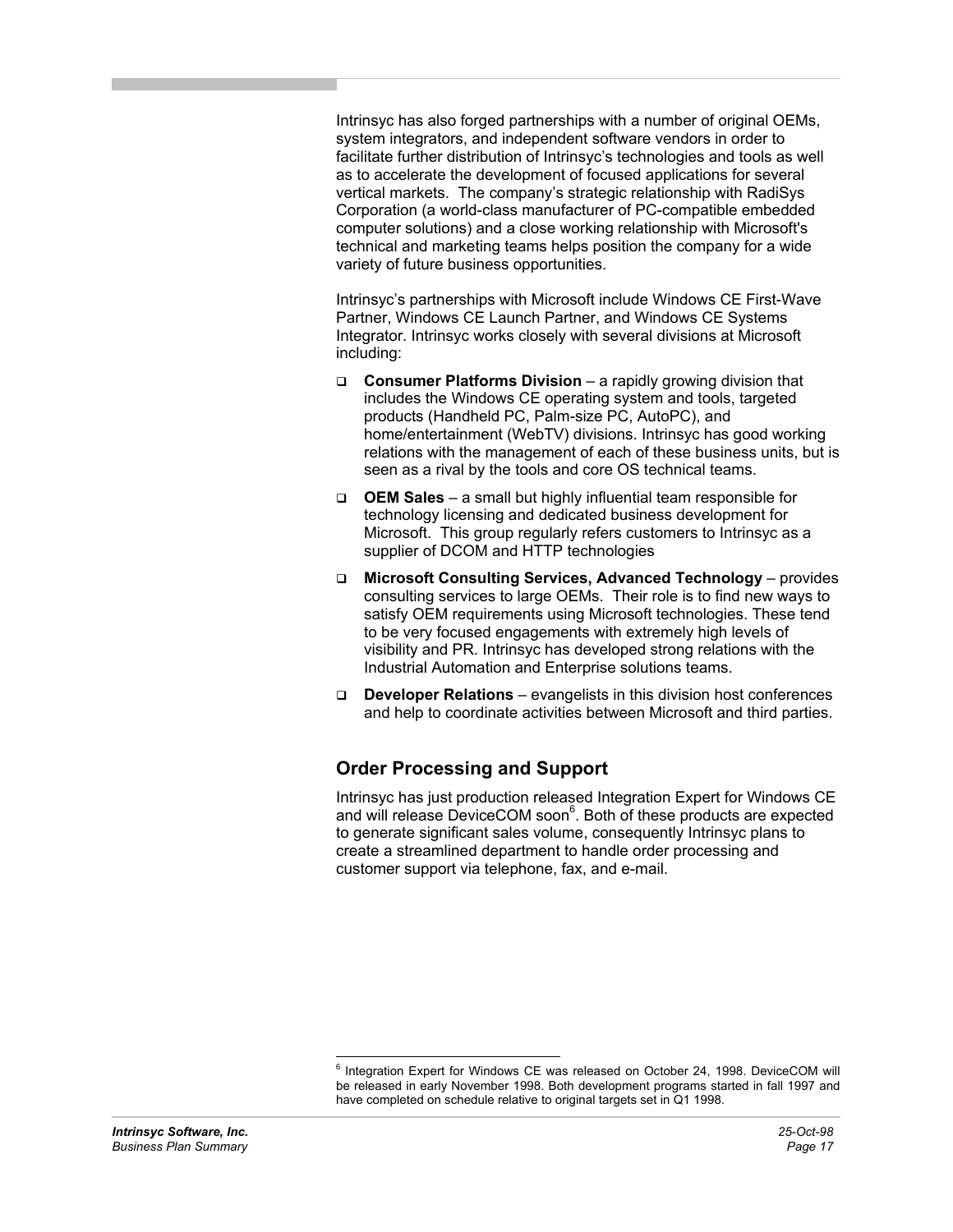Intrinsyc has also forged partnerships with a number of original OEMs, system integrators, and independent software vendors in order to facilitate further distribution of Intrinsyc's technologies and tools as well as to accelerate the development of focused applications for several vertical markets. The company's strategic relationship with RadiSys Corporation (a world-class manufacturer of PC-compatible embedded computer solutions) and a close working relationship with Microsoft's technical and marketing teams helps position the company for a wide variety of future business opportunities.

Intrinsyc's partnerships with Microsoft include Windows CE First-Wave Partner, Windows CE Launch Partner, and Windows CE Systems Integrator. Intrinsyc works closely with several divisions at Microsoft including:

- **Consumer Platforms Division** – a rapidly growing division that includes the Windows CE operating system and tools, targeted products (Handheld PC, Palm-size PC, AutoPC), and home/entertainment (WebTV) divisions. Intrinsyc has good working relations with the management of each of these business units, but is seen as a rival by the tools and core OS technical teams.
- **OEM Sales** – a small but highly influential team responsible for technology licensing and dedicated business development for Microsoft. This group regularly refers customers to Intrinsyc as a supplier of DCOM and HTTP technologies
- **Microsoft Consulting Services, Advanced Technology** – provides consulting services to large OEMs. Their role is to find new ways to satisfy OEM requirements using Microsoft technologies. These tend to be very focused engagements with extremely high levels of visibility and PR. Intrinsyc has developed strong relations with the Industrial Automation and Enterprise solutions teams.
- **Developer Relations** – evangelists in this division host conferences and help to coordinate activities between Microsoft and third parties.

## Order Processing and Support

Intrinsyc has just production released Integration Expert for Windows CE and will release DeviceCOM soon[6]. Both of these products are expected to generate significant sales volume, consequently Intrinsyc plans to create a streamlined department to handle order processing and customer support via telephone, fax, and e-mail.

---

[6] Integration Expert for Windows CE was released on October 24, 1998. DeviceCOM will be released in early November 1998. Both development programs started in fall 1997 and have completed on schedule relative to original targets set in Q1 1998.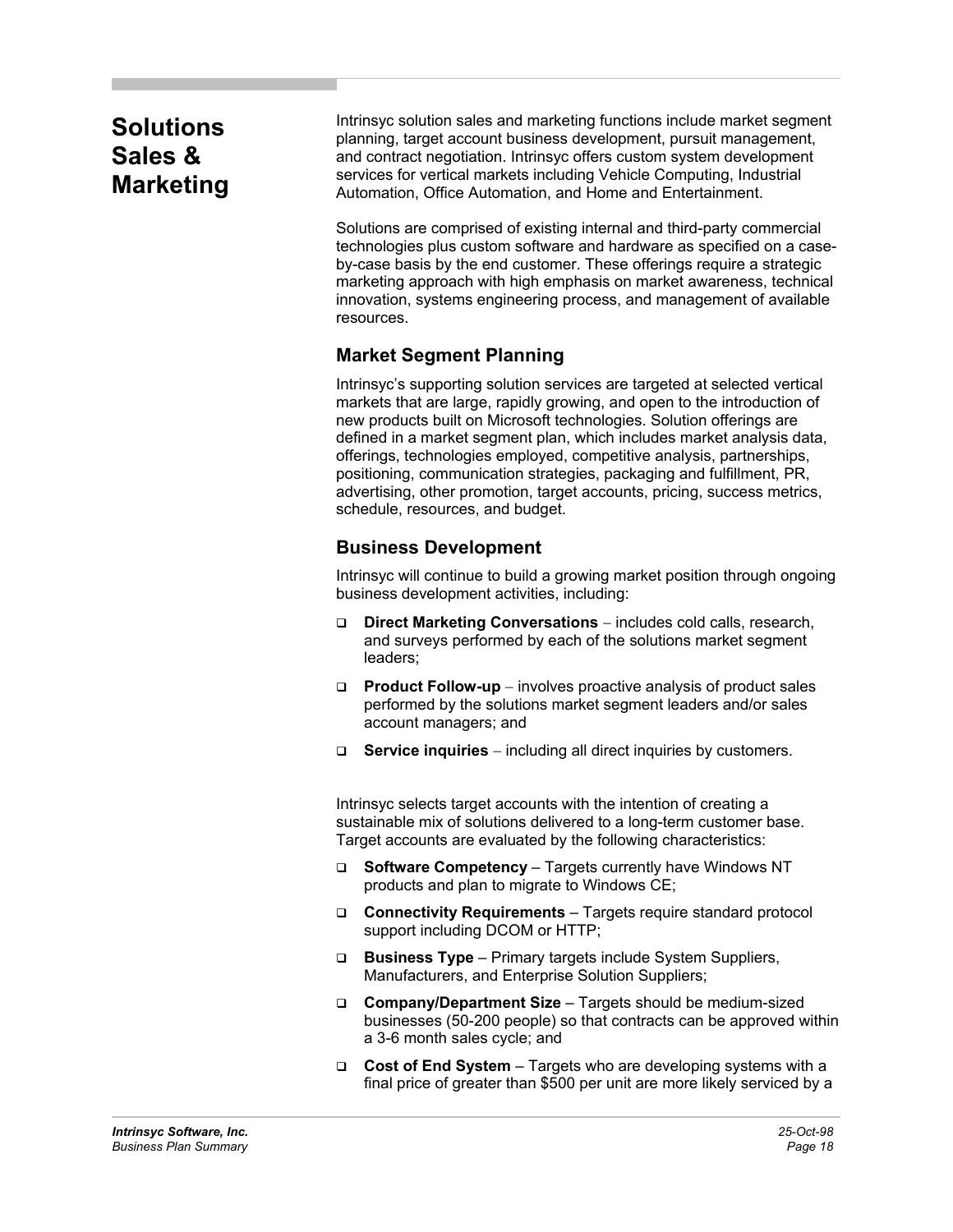# Solutions Sales & Marketing

Intrinsyc solution sales and marketing functions include market segment planning, target account business development, pursuit management, and contract negotiation. Intrinsyc offers custom system development services for vertical markets including Vehicle Computing, Industrial Automation, Office Automation, and Home and Entertainment.

Solutions are comprised of existing internal and third-party commercial technologies plus custom software and hardware as specified on a case-by-case basis by the end customer. These offerings require a strategic marketing approach with high emphasis on market awareness, technical innovation, systems engineering process, and management of available resources.

## Market Segment Planning

Intrinsyc's supporting solution services are targeted at selected vertical markets that are large, rapidly growing, and open to the introduction of new products built on Microsoft technologies. Solution offerings are defined in a market segment plan, which includes market analysis data, offerings, technologies employed, competitive analysis, partnerships, positioning, communication strategies, packaging and fulfillment, PR, advertising, other promotion, target accounts, pricing, success metrics, schedule, resources, and budget.

## Business Development

Intrinsyc will continue to build a growing market position through ongoing business development activities, including:

- **Direct Marketing Conversations** – includes cold calls, research, and surveys performed by each of the solutions market segment leaders;
- **Product Follow-up** – involves proactive analysis of product sales performed by the solutions market segment leaders and/or sales account managers; and
- **Service inquiries** – including all direct inquiries by customers.

Intrinsyc selects target accounts with the intention of creating a sustainable mix of solutions delivered to a long-term customer base. Target accounts are evaluated by the following characteristics:

- **Software Competency** – Targets currently have Windows NT products and plan to migrate to Windows CE;
- **Connectivity Requirements** – Targets require standard protocol support including DCOM or HTTP;
- **Business Type** – Primary targets include System Suppliers, Manufacturers, and Enterprise Solution Suppliers;
- **Company/Department Size** – Targets should be medium-sized businesses (50-200 people) so that contracts can be approved within a 3-6 month sales cycle; and
- **Cost of End System** – Targets who are developing systems with a final price of greater than $500 per unit are more likely serviced by a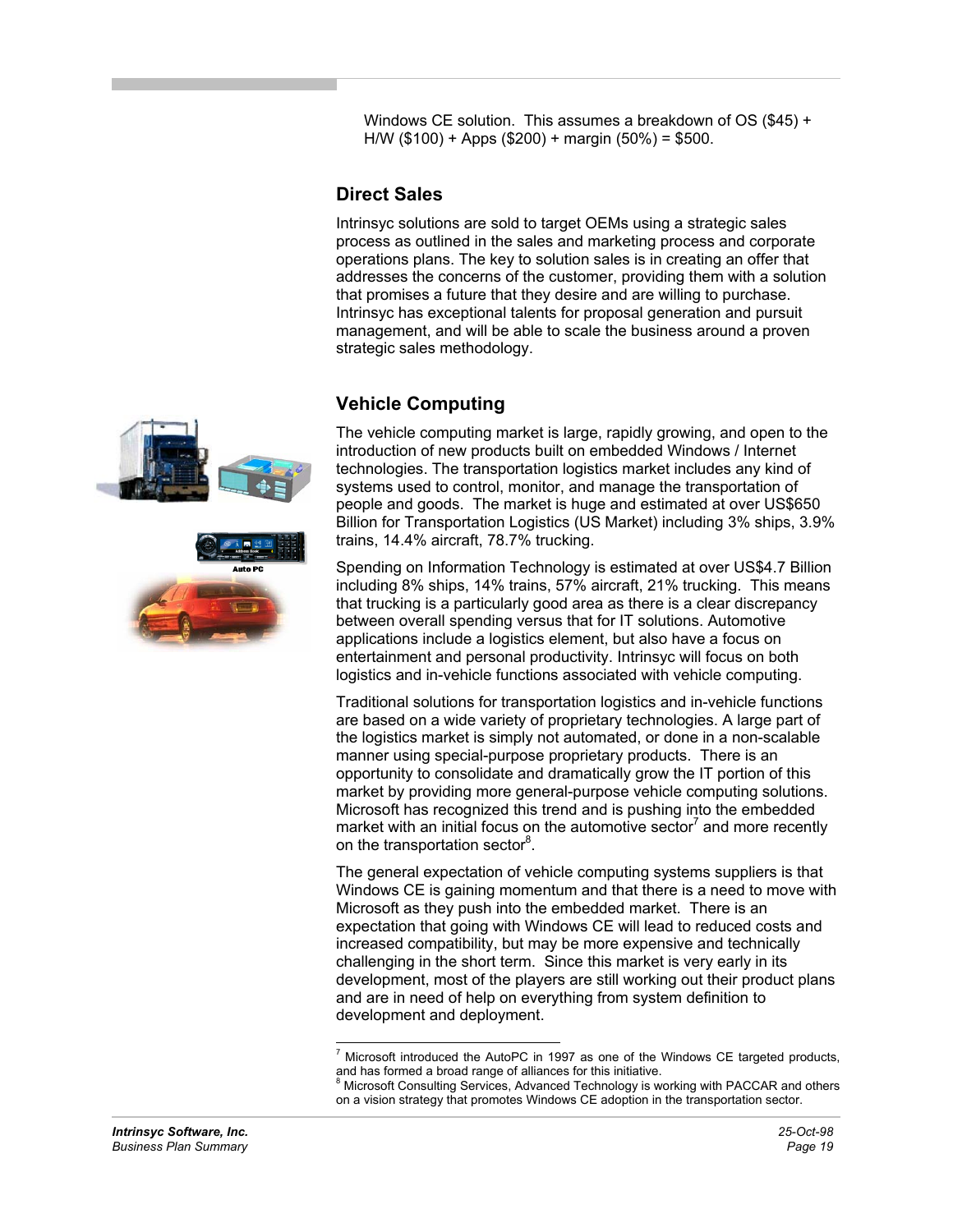Windows CE solution. This assumes a breakdown of OS ($45) + H/W ($100) + Apps ($200) + margin (50%) = $500.

## Direct Sales

Intrinsyc solutions are sold to target OEMs using a strategic sales process as outlined in the sales and marketing process and corporate operations plans. The key to solution sales is in creating an offer that addresses the concerns of the customer, providing them with a solution that promises a future that they desire and are willing to purchase. Intrinsyc has exceptional talents for proposal generation and pursuit management, and will be able to scale the business around a proven strategic sales methodology.

## Vehicle Computing

The vehicle computing market is large, rapidly growing, and open to the introduction of new products built on embedded Windows / Internet technologies. The transportation logistics market includes any kind of systems used to control, monitor, and manage the transportation of people and goods. The market is huge and estimated at over US$650 Billion for Transportation Logistics (US Market) including 3% ships, 3.9% trains, 14.4% aircraft, 78.7% trucking.

Spending on Information Technology is estimated at over US$4.7 Billion including 8% ships, 14% trains, 57% aircraft, 21% trucking. This means that trucking is a particularly good area as there is a clear discrepancy between overall spending versus that for IT solutions. Automotive applications include a logistics element, but also have a focus on entertainment and personal productivity. Intrinsyc will focus on both logistics and in-vehicle functions associated with vehicle computing.

Traditional solutions for transportation logistics and in-vehicle functions are based on a wide variety of proprietary technologies. A large part of the logistics market is simply not automated, or done in a non-scalable manner using special-purpose proprietary products. There is an opportunity to consolidate and dramatically grow the IT portion of this market by providing more general-purpose vehicle computing solutions. Microsoft has recognized this trend and is pushing into the embedded market with an initial focus on the automotive sector[7] and more recently on the transportation sector[8].

The general expectation of vehicle computing systems suppliers is that Windows CE is gaining momentum and that there is a need to move with Microsoft as they push into the embedded market. There is an expectation that going with Windows CE will lead to reduced costs and increased compatibility, but may be more expensive and technically challenging in the short term. Since this market is very early in its development, most of the players are still working out their product plans and are in need of help on everything from system definition to development and deployment.

---

[7] Microsoft introduced the AutoPC in 1997 as one of the Windows CE targeted products, and has formed a broad range of alliances for this initiative.

[8] Microsoft Consulting Services, Advanced Technology is working with PACCAR and others on a vision strategy that promotes Windows CE adoption in the transportation sector.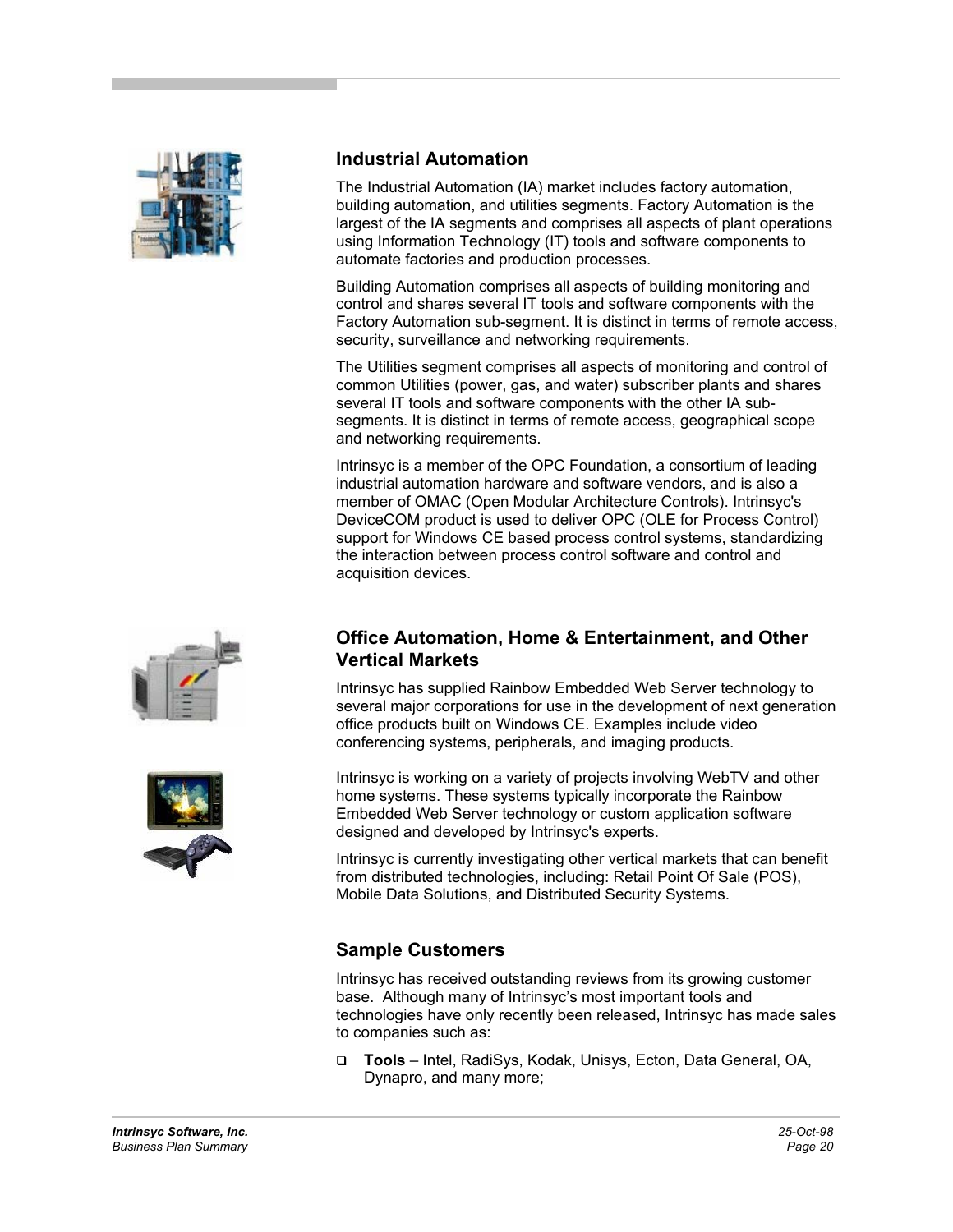## Industrial Automation

The Industrial Automation (IA) market includes factory automation, building automation, and utilities segments. Factory Automation is the largest of the IA segments and comprises all aspects of plant operations using Information Technology (IT) tools and software components to automate factories and production processes.

Building Automation comprises all aspects of building monitoring and control and shares several IT tools and software components with the Factory Automation sub-segment. It is distinct in terms of remote access, security, surveillance and networking requirements.

The Utilities segment comprises all aspects of monitoring and control of common Utilities (power, gas, and water) subscriber plants and shares several IT tools and software components with the other IA sub-segments. It is distinct in terms of remote access, geographical scope and networking requirements.

Intrinsyc is a member of the OPC Foundation, a consortium of leading industrial automation hardware and software vendors, and is also a member of OMAC (Open Modular Architecture Controls). Intrinsyc's DeviceCOM product is used to deliver OPC (OLE for Process Control) support for Windows CE based process control systems, standardizing the interaction between process control software and control and acquisition devices.

## Office Automation, Home & Entertainment, and Other Vertical Markets

Intrinsyc has supplied Rainbow Embedded Web Server technology to several major corporations for use in the development of next generation office products built on Windows CE. Examples include video conferencing systems, peripherals, and imaging products.

Intrinsyc is working on a variety of projects involving WebTV and other home systems. These systems typically incorporate the Rainbow Embedded Web Server technology or custom application software designed and developed by Intrinsyc's experts.

Intrinsyc is currently investigating other vertical markets that can benefit from distributed technologies, including: Retail Point Of Sale (POS), Mobile Data Solutions, and Distributed Security Systems.

## Sample Customers

Intrinsyc has received outstanding reviews from its growing customer base. Although many of Intrinsyc's most important tools and technologies have only recently been released, Intrinsyc has made sales to companies such as:

- **Tools** – Intel, RadiSys, Kodak, Unisys, Ecton, Data General, OA, Dynapro, and many more;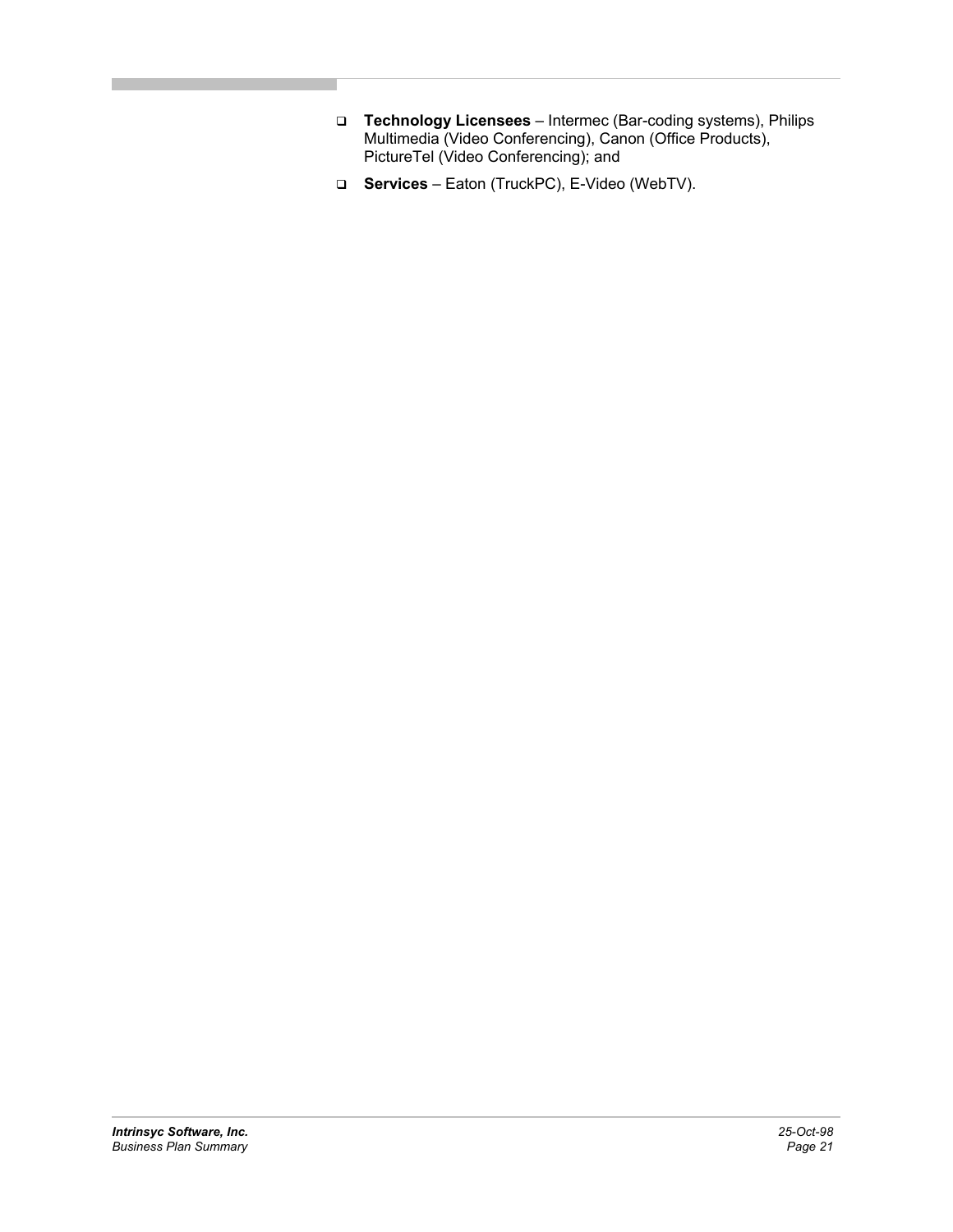- **Technology Licensees** – Intermec (Bar-coding systems), Philips Multimedia (Video Conferencing), Canon (Office Products), PictureTel (Video Conferencing); and
- **Services** – Eaton (TruckPC), E-Video (WebTV).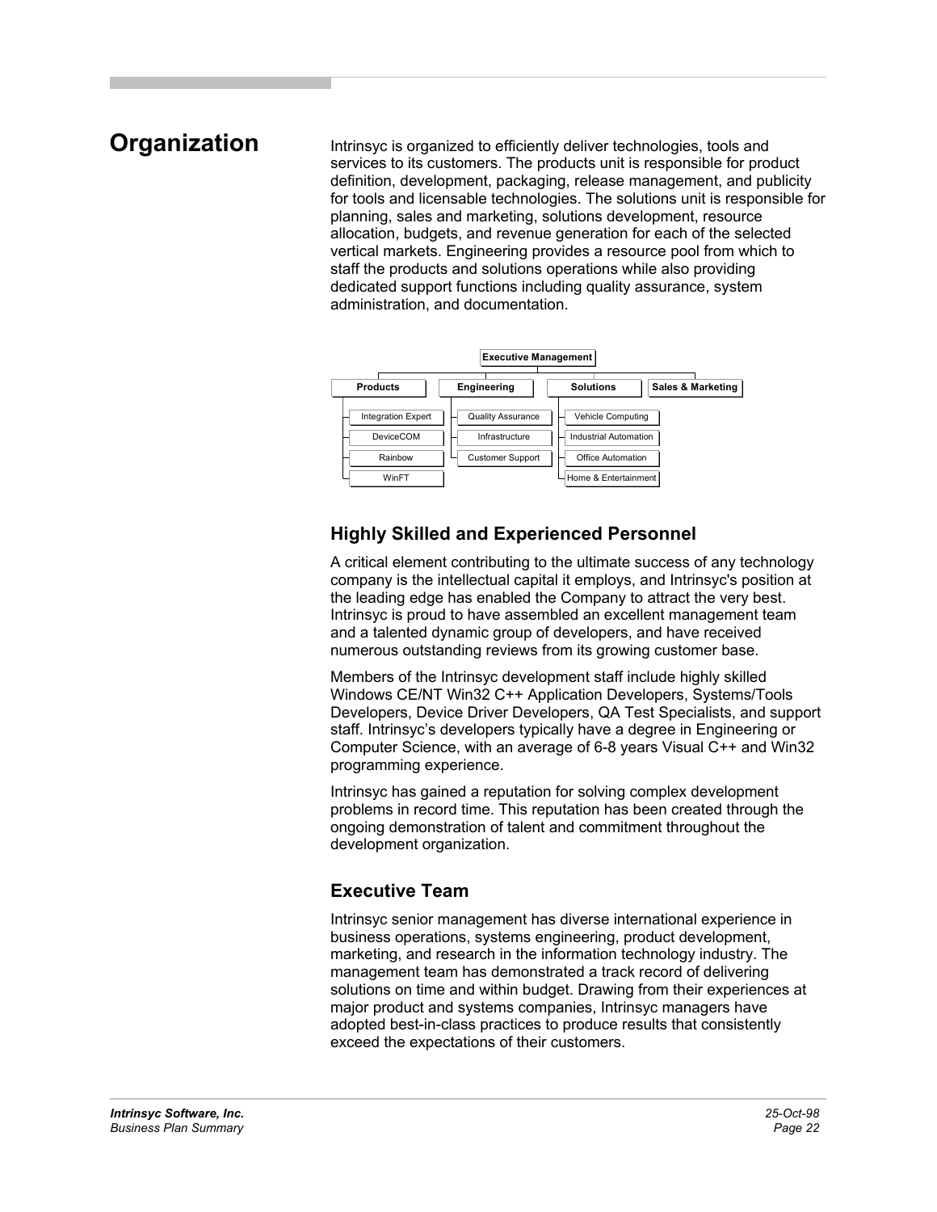# Organization

Intrinsyc is organized to efficiently deliver technologies, tools and services to its customers. The products unit is responsible for product definition, development, packaging, release management, and publicity for tools and licensable technologies. The solutions unit is responsible for planning, sales and marketing, solutions development, resource allocation, budgets, and revenue generation for each of the selected vertical markets. Engineering provides a resource pool from which to staff the products and solutions operations while also providing dedicated support functions including quality assurance, system administration, and documentation.

- **Executive Management**
  - **Products**
    - Integration Expert
    - DeviceCOM
    - Rainbow
    - WinFT
  - **Engineering**
    - Quality Assurance
    - Infrastructure
    - Customer Support
  - **Solutions**
    - Vehicle Computing
    - Industrial Automation
    - Office Automation
    - Home & Entertainment
  - **Sales & Marketing**

## Highly Skilled and Experienced Personnel

A critical element contributing to the ultimate success of any technology company is the intellectual capital it employs, and Intrinsyc's position at the leading edge has enabled the Company to attract the very best. Intrinsyc is proud to have assembled an excellent management team and a talented dynamic group of developers, and have received numerous outstanding reviews from its growing customer base.

Members of the Intrinsyc development staff include highly skilled Windows CE/NT Win32 C++ Application Developers, Systems/Tools Developers, Device Driver Developers, QA Test Specialists, and support staff. Intrinsyc's developers typically have a degree in Engineering or Computer Science, with an average of 6-8 years Visual C++ and Win32 programming experience.

Intrinsyc has gained a reputation for solving complex development problems in record time. This reputation has been created through the ongoing demonstration of talent and commitment throughout the development organization.

## Executive Team

Intrinsyc senior management has diverse international experience in business operations, systems engineering, product development, marketing, and research in the information technology industry. The management team has demonstrated a track record of delivering solutions on time and within budget. Drawing from their experiences at major product and systems companies, Intrinsyc managers have adopted best-in-class practices to produce results that consistently exceed the expectations of their customers.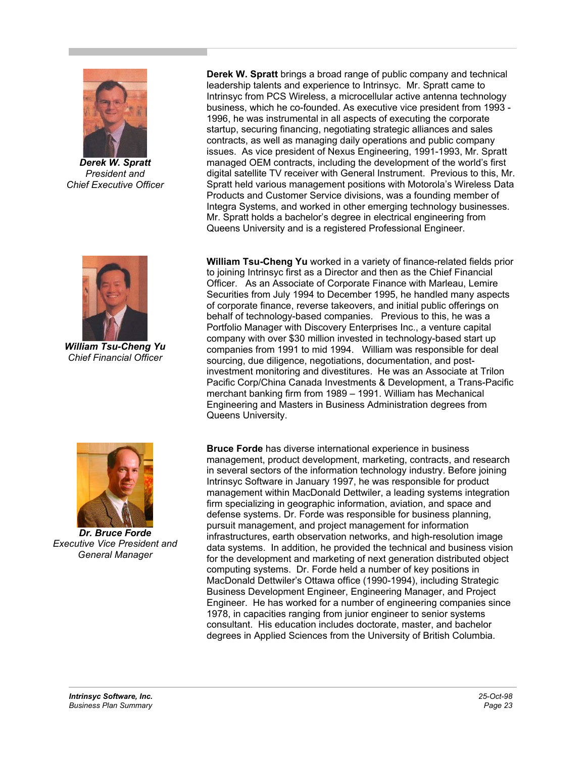***Derek W. Spratt***
*President and*
*Chief Executive Officer*

**Derek W. Spratt** brings a broad range of public company and technical leadership talents and experience to Intrinsyc. Mr. Spratt came to Intrinsyc from PCS Wireless, a microcellular active antenna technology business, which he co-founded. As executive vice president from 1993 - 1996, he was instrumental in all aspects of executing the corporate startup, securing financing, negotiating strategic alliances and sales contracts, as well as managing daily operations and public company issues. As vice president of Nexus Engineering, 1991-1993, Mr. Spratt managed OEM contracts, including the development of the world's first digital satellite TV receiver with General Instrument. Previous to this, Mr. Spratt held various management positions with Motorola's Wireless Data Products and Customer Service divisions, was a founding member of Integra Systems, and worked in other emerging technology businesses. Mr. Spratt holds a bachelor's degree in electrical engineering from Queens University and is a registered Professional Engineer.

***William Tsu-Cheng Yu***
*Chief Financial Officer*

**William Tsu-Cheng Yu** worked in a variety of finance-related fields prior to joining Intrinsyc first as a Director and then as the Chief Financial Officer. As an Associate of Corporate Finance with Marleau, Lemire Securities from July 1994 to December 1995, he handled many aspects of corporate finance, reverse takeovers, and initial public offerings on behalf of technology-based companies. Previous to this, he was a Portfolio Manager with Discovery Enterprises Inc., a venture capital company with over $30 million invested in technology-based start up companies from 1991 to mid 1994. William was responsible for deal sourcing, due diligence, negotiations, documentation, and post-investment monitoring and divestitures. He was an Associate at Trilon Pacific Corp/China Canada Investments & Development, a Trans-Pacific merchant banking firm from 1989 – 1991. William has Mechanical Engineering and Masters in Business Administration degrees from Queens University.

***Dr. Bruce Forde***
*Executive Vice President and*
*General Manager*

**Bruce Forde** has diverse international experience in business management, product development, marketing, contracts, and research in several sectors of the information technology industry. Before joining Intrinsyc Software in January 1997, he was responsible for product management within MacDonald Dettwiler, a leading systems integration firm specializing in geographic information, aviation, and space and defense systems. Dr. Forde was responsible for business planning, pursuit management, and project management for information infrastructures, earth observation networks, and high-resolution image data systems. In addition, he provided the technical and business vision for the development and marketing of next generation distributed object computing systems. Dr. Forde held a number of key positions in MacDonald Dettwiler's Ottawa office (1990-1994), including Strategic Business Development Engineer, Engineering Manager, and Project Engineer. He has worked for a number of engineering companies since 1978, in capacities ranging from junior engineer to senior systems consultant. His education includes doctorate, master, and bachelor degrees in Applied Sciences from the University of British Columbia.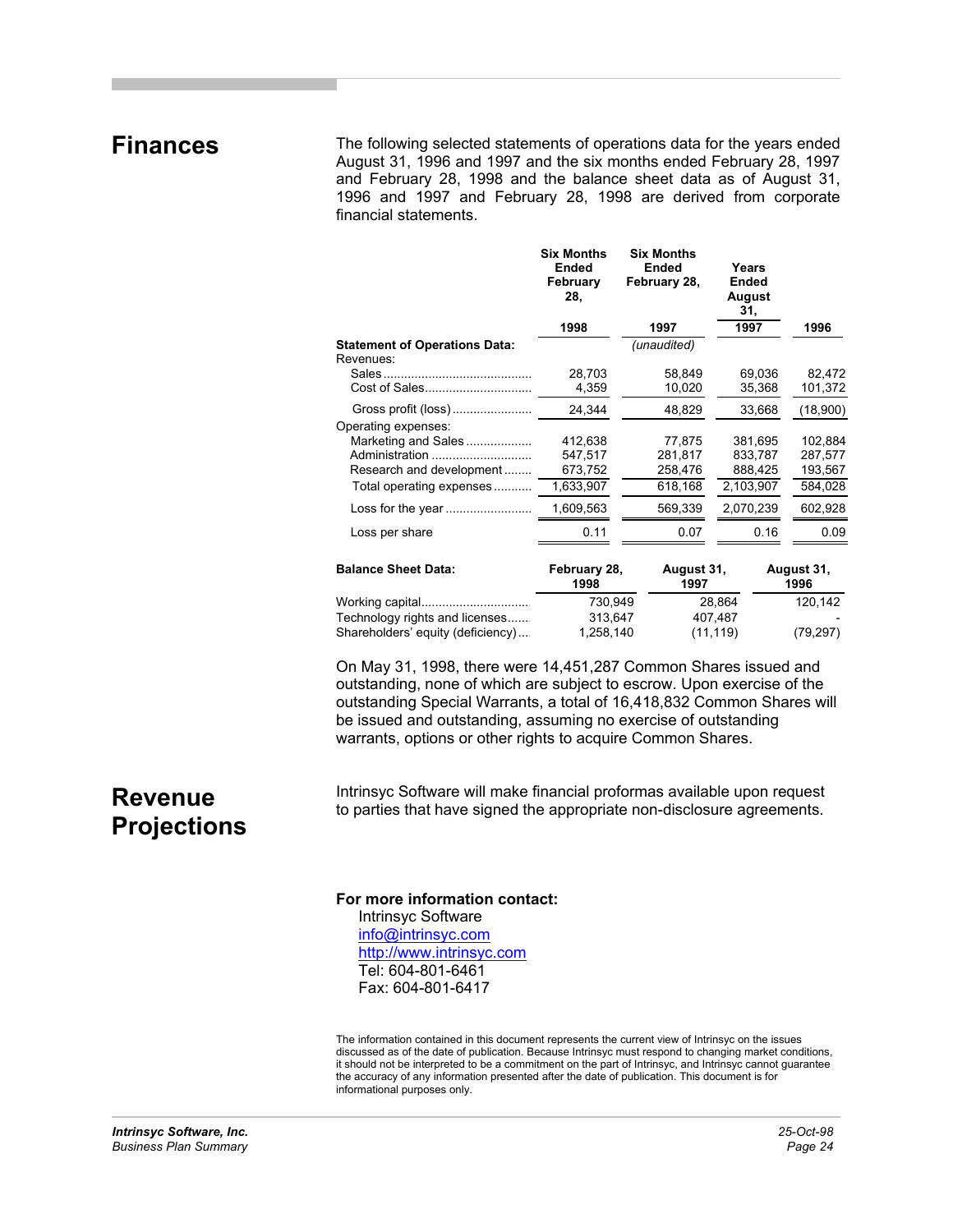# Finances

The following selected statements of operations data for the years ended August 31, 1996 and 1997 and the six months ended February 28, 1997 and February 28, 1998 and the balance sheet data as of August 31, 1996 and 1997 and February 28, 1998 are derived from corporate financial statements.

| | Six Months Ended February 28, | Six Months Ended February 28, | Years Ended August 31, | |
|---|---|---|---|---|
| | 1998 | 1997 | 1997 | 1996 |
| **Statement of Operations Data:** | | *(unaudited)* | | |
| Revenues: | | | | |
| Sales | 28,703 | 58,849 | 69,036 | 82,472 |
| Cost of Sales | 4,359 | 10,020 | 35,368 | 101,372 |
| Gross profit (loss) | 24,344 | 48,829 | 33,668 | (18,900) |
| Operating expenses: | | | | |
| Marketing and Sales | 412,638 | 77,875 | 381,695 | 102,884 |
| Administration | 547,517 | 281,817 | 833,787 | 287,577 |
| Research and development | 673,752 | 258,476 | 888,425 | 193,567 |
| Total operating expenses | 1,633,907 | 618,168 | 2,103,907 | 584,028 |
| Loss for the year | 1,609,563 | 569,339 | 2,070,239 | 602,928 |
| Loss per share | 0.11 | 0.07 | 0.16 | 0.09 |

| **Balance Sheet Data:** | February 28, 1998 | August 31, 1997 | August 31, 1996 |
|---|---|---|---|
| Working capital | 730,949 | 28,864 | 120,142 |
| Technology rights and licenses | 313,647 | 407,487 | - |
| Shareholders' equity (deficiency) | 1,258,140 | (11,119) | (79,297) |

On May 31, 1998, there were 14,451,287 Common Shares issued and outstanding, none of which are subject to escrow. Upon exercise of the outstanding Special Warrants, a total of 16,418,832 Common Shares will be issued and outstanding, assuming no exercise of outstanding warrants, options or other rights to acquire Common Shares.

# Revenue Projections

Intrinsyc Software will make financial proformas available upon request to parties that have signed the appropriate non-disclosure agreements.

**For more information contact:**

Intrinsyc Software
info@intrinsyc.com
http://www.intrinsyc.com
Tel: 604-801-6461
Fax: 604-801-6417

The information contained in this document represents the current view of Intrinsyc on the issues discussed as of the date of publication. Because Intrinsyc must respond to changing market conditions, it should not be interpreted to be a commitment on the part of Intrinsyc, and Intrinsyc cannot guarantee the accuracy of any information presented after the date of publication. This document is for informational purposes only.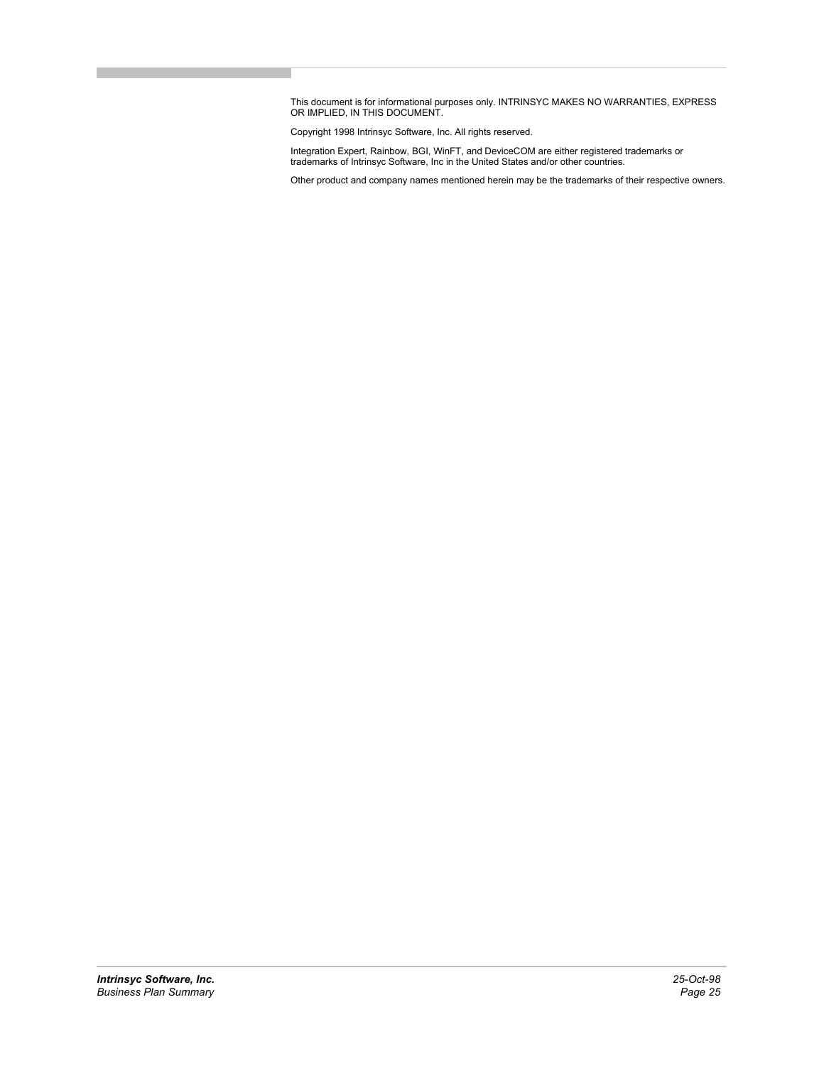This document is for informational purposes only. INTRINSYC MAKES NO WARRANTIES, EXPRESS OR IMPLIED, IN THIS DOCUMENT.

Copyright 1998 Intrinsyc Software, Inc. All rights reserved.

Integration Expert, Rainbow, BGI, WinFT, and DeviceCOM are either registered trademarks or trademarks of Intrinsyc Software, Inc in the United States and/or other countries.

Other product and company names mentioned herein may be the trademarks of their respective owners.